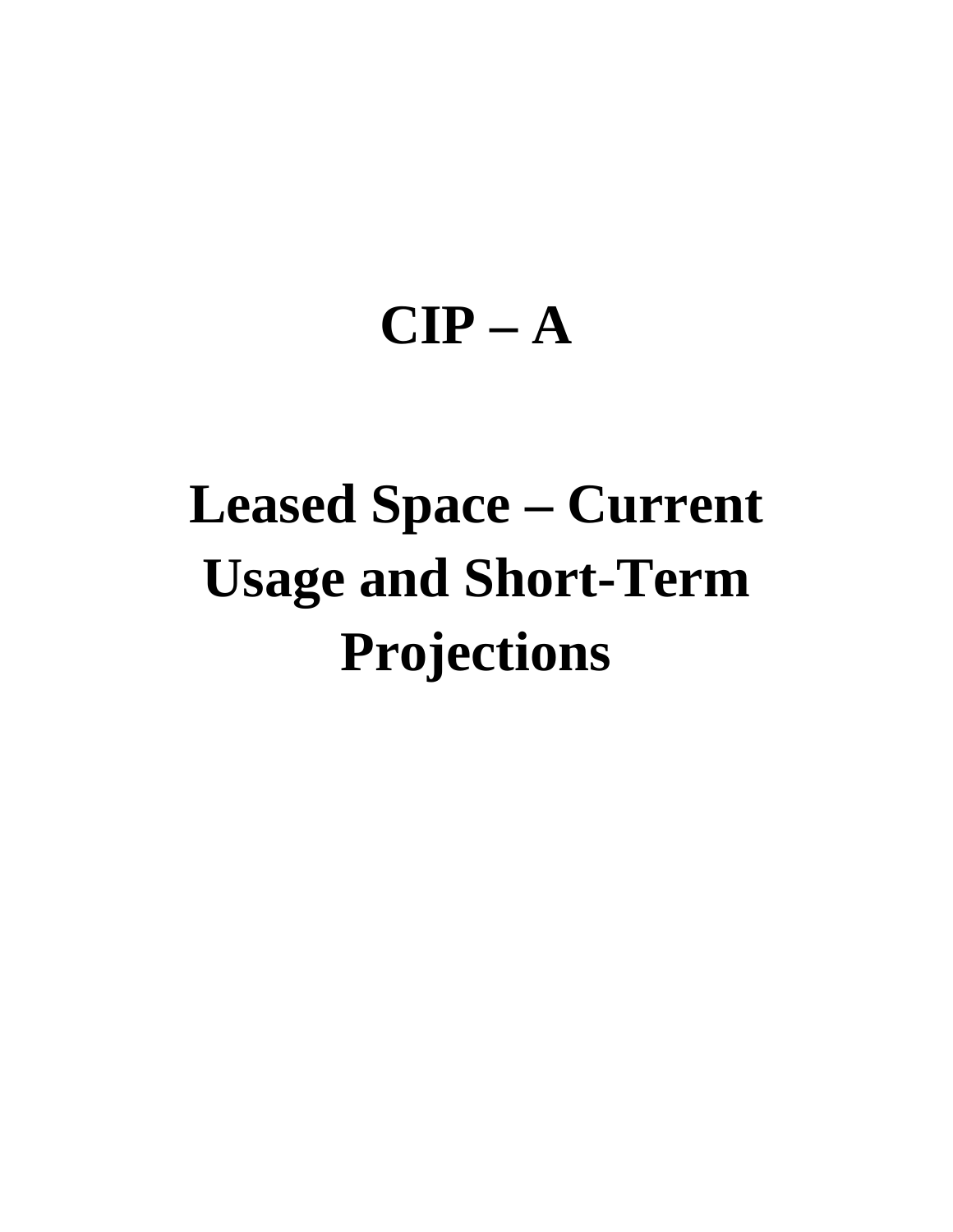# CIP – A

# Leased Space – Current Usage and Short-Term Projections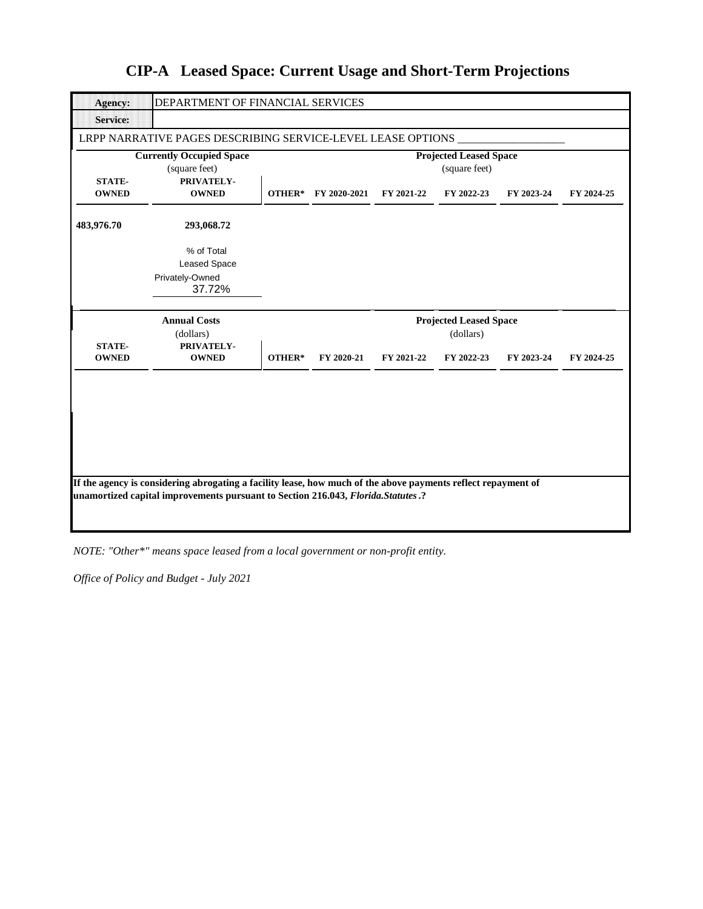# CIP-A Leased Space: Current Usage and Short-Term Projections

| **Agency:** | DEPARTMENT OF FINANCIAL SERVICES |
|---|---|
| **Service:** | |

LRPP NARRATIVE PAGES DESCRIBING SERVICE-LEVEL LEASE OPTIONS ___________________

| **Currently Occupied Space** (square feet) | | | **Projected Leased Space** (square feet) | | | | |
|---|---|---|---|---|---|---|---|
| **STATE-OWNED** | **PRIVATELY-OWNED** | **OTHER*** | **FY 2020-2021** | **FY 2021-22** | **FY 2022-23** | **FY 2023-24** | **FY 2024-25** |
| **483,976.70** | **293,068.72** | | | | | | |

% of Total Leased Space Privately-Owned
37.72%

| **Annual Costs** (dollars) | | | **Projected Leased Space** (dollars) | | | | |
|---|---|---|---|---|---|---|---|
| **STATE-OWNED** | **PRIVATELY-OWNED** | **OTHER*** | **FY 2020-21** | **FY 2021-22** | **FY 2022-23** | **FY 2023-24** | **FY 2024-25** |
| | | | | | | | |

**If the agency is considering abrogating a facility lease, how much of the above payments reflect repayment of unamortized capital improvements pursuant to Section 216.043, *Florida.Statutes*.?**

*NOTE: "Other*" means space leased from a local government or non-profit entity.*

*Office of Policy and Budget - July 2021*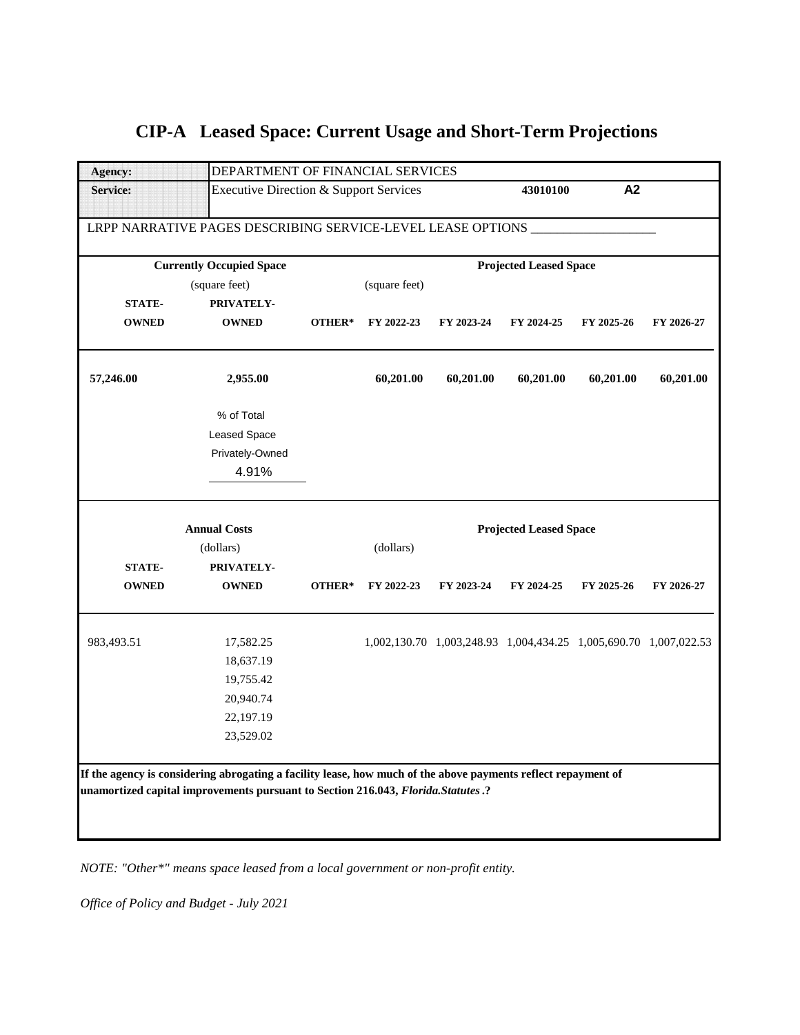# CIP-A Leased Space: Current Usage and Short-Term Projections

| | | | | | | |
|---|---|---|---|---|---|---|
| **Agency:** | DEPARTMENT OF FINANCIAL SERVICES | | | | | |
| **Service:** | Executive Direction & Support Services | | | **43010100** | **A2** | |

LRPP NARRATIVE PAGES DESCRIBING SERVICE-LEVEL LEASE OPTIONS ___________________

| **Currently Occupied Space** (square feet) | | | **Projected Leased Space** (square feet) | | | | |
|---|---|---|---|---|---|---|---|
| **STATE-OWNED** | **PRIVATELY-OWNED** | **OTHER*** | **FY 2022-23** | **FY 2023-24** | **FY 2024-25** | **FY 2025-26** | **FY 2026-27** |
| **57,246.00** | **2,955.00** | | **60,201.00** | **60,201.00** | **60,201.00** | **60,201.00** | **60,201.00** |

% of Total Leased Space Privately-Owned: 4.91%

| **Annual Costs** (dollars) | | | **Projected Leased Space** (dollars) | | | | |
|---|---|---|---|---|---|---|---|
| **STATE-OWNED** | **PRIVATELY-OWNED** | **OTHER*** | **FY 2022-23** | **FY 2023-24** | **FY 2024-25** | **FY 2025-26** | **FY 2026-27** |
| 983,493.51 | 17,582.25 | | 1,002,130.70 | 1,003,248.93 | 1,004,434.25 | 1,005,690.70 | 1,007,022.53 |
| | 18,637.19 | | | | | | |
| | 19,755.42 | | | | | | |
| | 20,940.74 | | | | | | |
| | 22,197.19 | | | | | | |
| | 23,529.02 | | | | | | |

**If the agency is considering abrogating a facility lease, how much of the above payments reflect repayment of unamortized capital improvements pursuant to Section 216.043, *Florida.Statutes*.?**

*NOTE: "Other*" means space leased from a local government or non-profit entity.*

*Office of Policy and Budget - July 2021*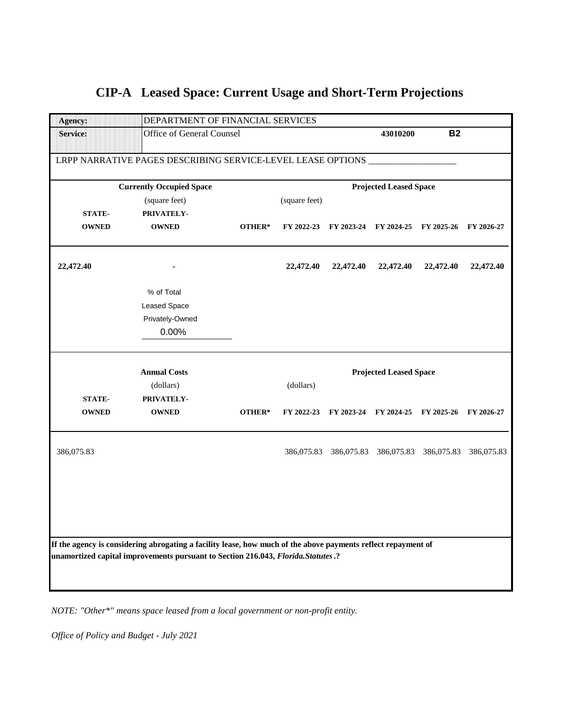# CIP-A Leased Space: Current Usage and Short-Term Projections

| | | | |
|---|---|---|---|
| **Agency:** | DEPARTMENT OF FINANCIAL SERVICES | | |
| **Service:** | Office of General Counsel | **43010200** | **B2** |

LRPP NARRATIVE PAGES DESCRIBING SERVICE-LEVEL LEASE OPTIONS ___________________

| **Currently Occupied Space** (square feet) | | | **Projected Leased Space** (square feet) | | | | |
|---|---|---|---|---|---|---|---|
| **STATE-OWNED** | **PRIVATELY-OWNED** | **OTHER*** | **FY 2022-23** | **FY 2023-24** | **FY 2024-25** | **FY 2025-26** | **FY 2026-27** |
| **22,472.40** | **-** | | **22,472.40** | **22,472.40** | **22,472.40** | **22,472.40** | **22,472.40** |

% of Total Leased Space Privately-Owned: 0.00%

| **Annual Costs** (dollars) | | | **Projected Leased Space** (dollars) | | | | |
|---|---|---|---|---|---|---|---|
| **STATE-OWNED** | **PRIVATELY-OWNED** | **OTHER*** | **FY 2022-23** | **FY 2023-24** | **FY 2024-25** | **FY 2025-26** | **FY 2026-27** |
| 386,075.83 | | | 386,075.83 | 386,075.83 | 386,075.83 | 386,075.83 | 386,075.83 |

**If the agency is considering abrogating a facility lease, how much of the above payments reflect repayment of unamortized capital improvements pursuant to Section 216.043, *Florida.Statutes*.?**

*NOTE: "Other*" means space leased from a local government or non-profit entity.*

*Office of Policy and Budget - July 2021*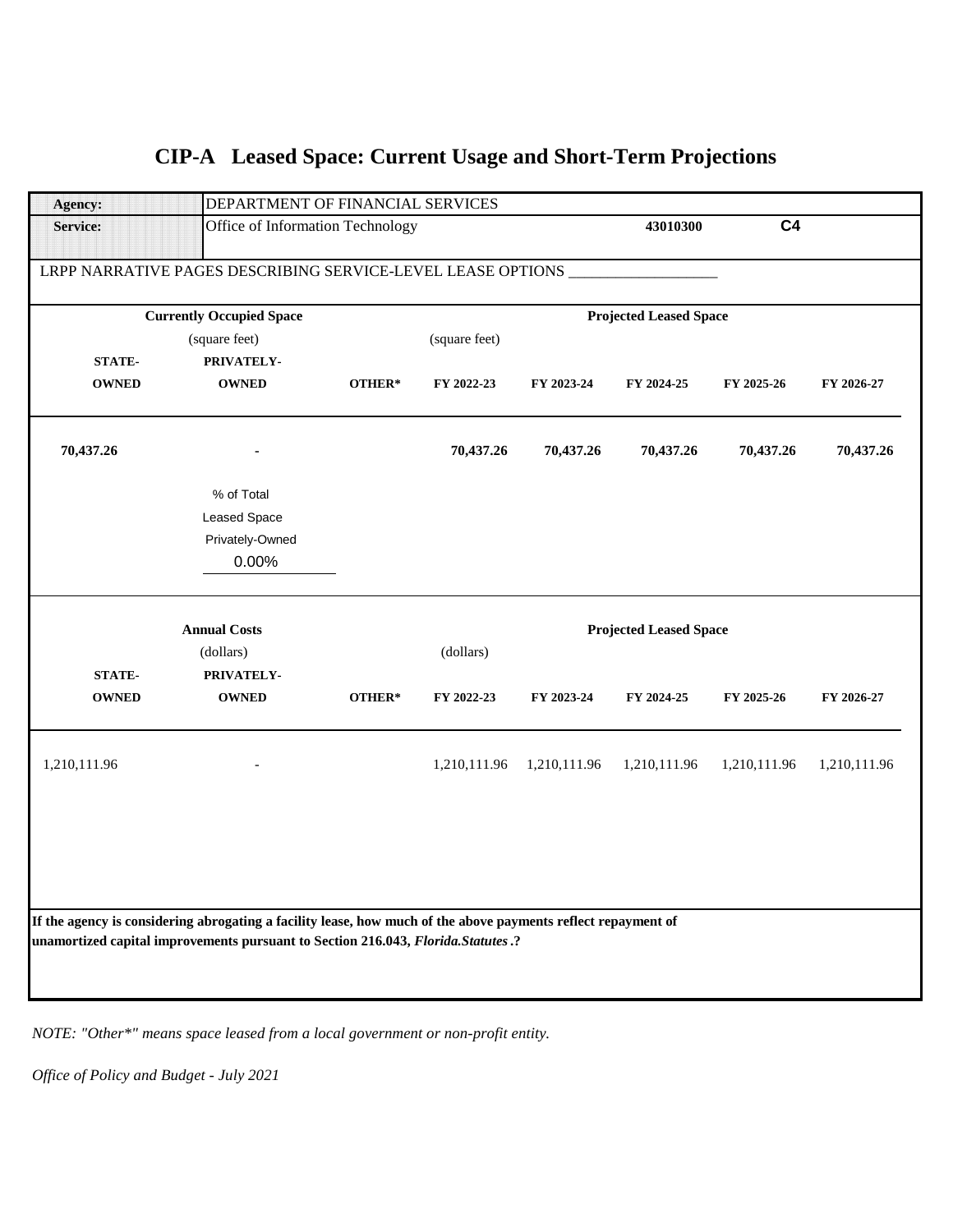# CIP-A Leased Space: Current Usage and Short-Term Projections

| | | | | |
|---|---|---|---|---|
| **Agency:** | DEPARTMENT OF FINANCIAL SERVICES | | | |
| **Service:** | Office of Information Technology | | **43010300** | **C4** |

LRPP NARRATIVE PAGES DESCRIBING SERVICE-LEVEL LEASE OPTIONS ___________________

| **Currently Occupied Space** (square feet) | | | **Projected Leased Space** (square feet) | | | | |
|---|---|---|---|---|---|---|---|
| **STATE-OWNED** | **PRIVATELY-OWNED** | **OTHER*** | **FY 2022-23** | **FY 2023-24** | **FY 2024-25** | **FY 2025-26** | **FY 2026-27** |
| **70,437.26** | **-** | | **70,437.26** | **70,437.26** | **70,437.26** | **70,437.26** | **70,437.26** |

% of Total Leased Space Privately-Owned: 0.00%

| **Annual Costs** (dollars) | | | **Projected Leased Space** (dollars) | | | | |
|---|---|---|---|---|---|---|---|
| **STATE-OWNED** | **PRIVATELY-OWNED** | **OTHER*** | **FY 2022-23** | **FY 2023-24** | **FY 2024-25** | **FY 2025-26** | **FY 2026-27** |
| 1,210,111.96 | - | | 1,210,111.96 | 1,210,111.96 | 1,210,111.96 | 1,210,111.96 | 1,210,111.96 |

**If the agency is considering abrogating a facility lease, how much of the above payments reflect repayment of unamortized capital improvements pursuant to Section 216.043, *Florida.Statutes*.?**

*NOTE: "Other*" means space leased from a local government or non-profit entity.*

*Office of Policy and Budget - July 2021*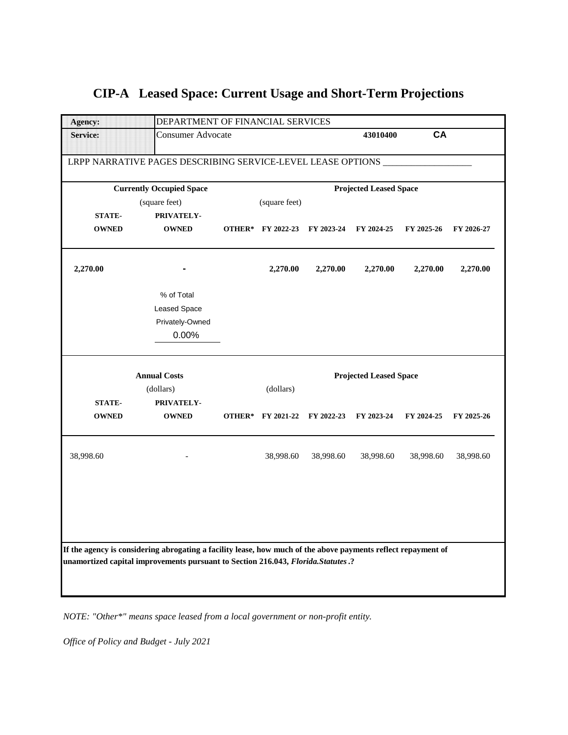# CIP-A Leased Space: Current Usage and Short-Term Projections

| | |
|---|---|
| **Agency:** | DEPARTMENT OF FINANCIAL SERVICES |
| **Service:** | Consumer Advocate — **43010400** — **CA** |

LRPP NARRATIVE PAGES DESCRIBING SERVICE-LEVEL LEASE OPTIONS ___________________

| **Currently Occupied Space** (square feet) | | | **Projected Leased Space** (square feet) | | | | |
|---|---|---|---|---|---|---|---|
| **STATE-OWNED** | **PRIVATELY-OWNED** | **OTHER*** | **FY 2022-23** | **FY 2023-24** | **FY 2024-25** | **FY 2025-26** | **FY 2026-27** |
| **2,270.00** | **-** | | **2,270.00** | **2,270.00** | **2,270.00** | **2,270.00** | **2,270.00** |

% of Total Leased Space Privately-Owned: 0.00%

| **Annual Costs** (dollars) | | | **Projected Leased Space** (dollars) | | | | |
|---|---|---|---|---|---|---|---|
| **STATE-OWNED** | **PRIVATELY-OWNED** | **OTHER*** | **FY 2021-22** | **FY 2022-23** | **FY 2023-24** | **FY 2024-25** | **FY 2025-26** |
| 38,998.60 | - | | 38,998.60 | 38,998.60 | 38,998.60 | 38,998.60 | 38,998.60 |

**If the agency is considering abrogating a facility lease, how much of the above payments reflect repayment of unamortized capital improvements pursuant to Section 216.043, *Florida.Statutes*.?**

*NOTE: "Other*" means space leased from a local government or non-profit entity.*

*Office of Policy and Budget - July 2021*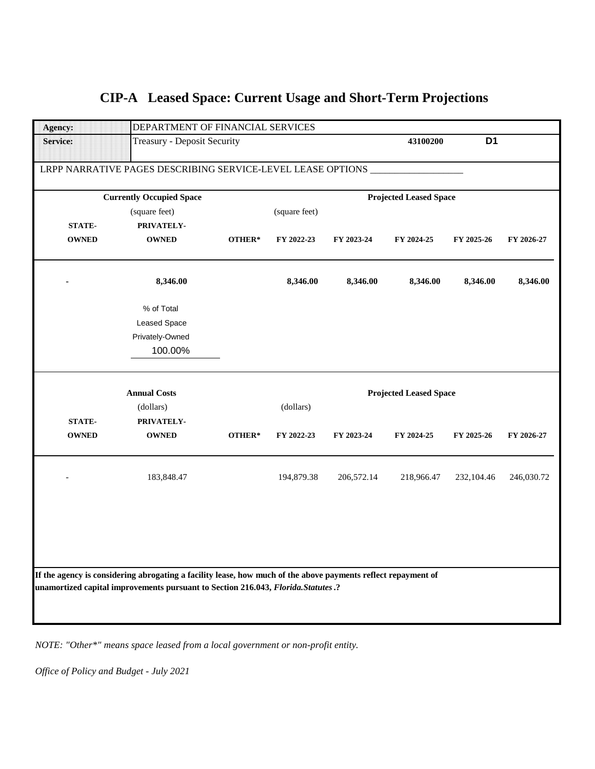# CIP-A Leased Space: Current Usage and Short-Term Projections

| **Agency:** | DEPARTMENT OF FINANCIAL SERVICES | | | | | |
|---|---|---|---|---|---|---|
| **Service:** | Treasury - Deposit Security | | | **43100200** | **D1** | |

LRPP NARRATIVE PAGES DESCRIBING SERVICE-LEVEL LEASE OPTIONS ___________________

| **Currently Occupied Space** (square feet) | | | **Projected Leased Space** (square feet) | | | | |
|---|---|---|---|---|---|---|---|
| **STATE-OWNED** | **PRIVATELY-OWNED** | **OTHER*** | **FY 2022-23** | **FY 2023-24** | **FY 2024-25** | **FY 2025-26** | **FY 2026-27** |
| **-** | **8,346.00** | | **8,346.00** | **8,346.00** | **8,346.00** | **8,346.00** | **8,346.00** |

% of Total Leased Space Privately-Owned: 100.00%

| **Annual Costs** (dollars) | | | **Projected Leased Space** (dollars) | | | | |
|---|---|---|---|---|---|---|---|
| **STATE-OWNED** | **PRIVATELY-OWNED** | **OTHER*** | **FY 2022-23** | **FY 2023-24** | **FY 2024-25** | **FY 2025-26** | **FY 2026-27** |
| - | 183,848.47 | | 194,879.38 | 206,572.14 | 218,966.47 | 232,104.46 | 246,030.72 |

**If the agency is considering abrogating a facility lease, how much of the above payments reflect repayment of unamortized capital improvements pursuant to Section 216.043, *Florida.Statutes*.?**

*NOTE: "Other*" means space leased from a local government or non-profit entity.*

*Office of Policy and Budget - July 2021*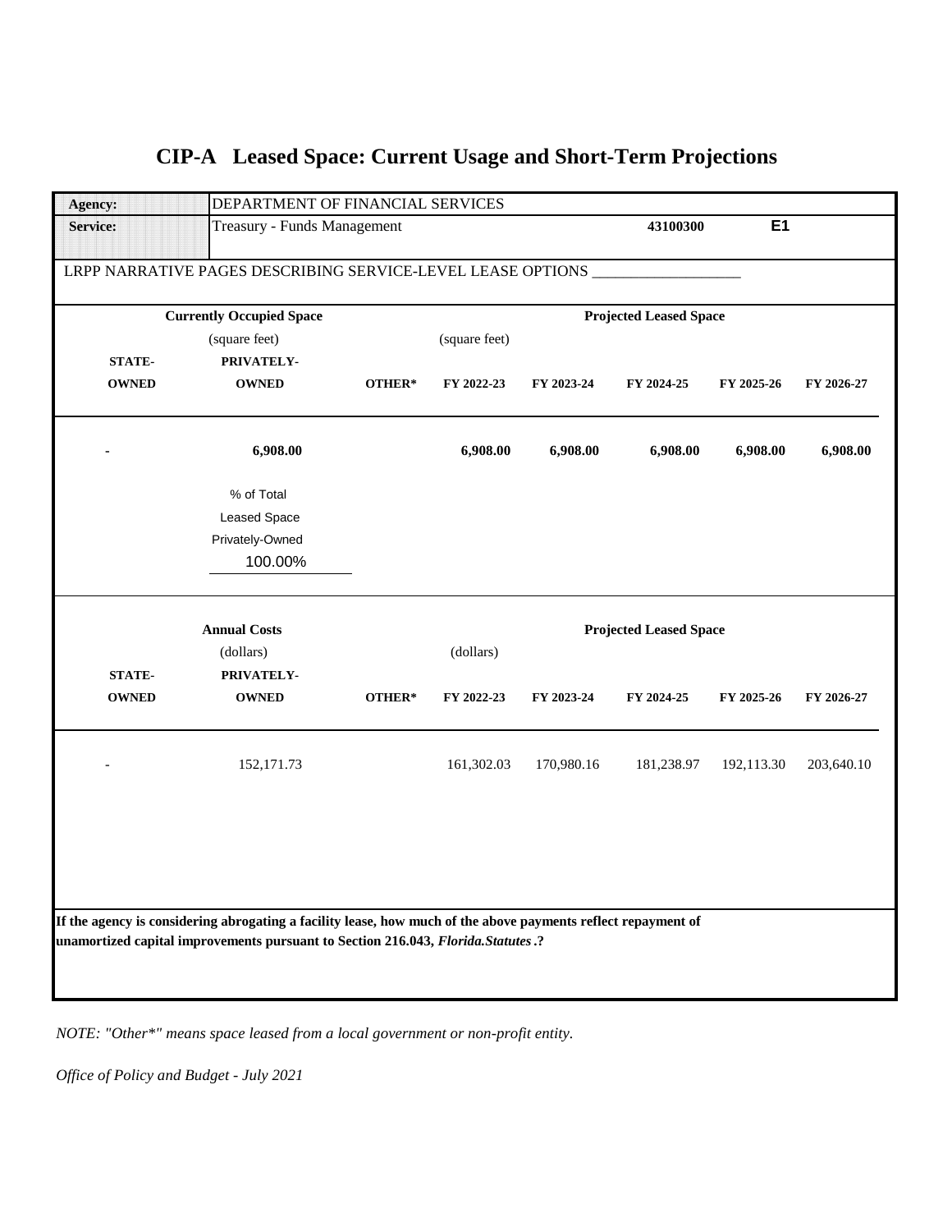# CIP-A Leased Space: Current Usage and Short-Term Projections

| | | | |
|---|---|---|---|
| **Agency:** | DEPARTMENT OF FINANCIAL SERVICES | | |
| **Service:** | Treasury - Funds Management | **43100300** | **E1** |

LRPP NARRATIVE PAGES DESCRIBING SERVICE-LEVEL LEASE OPTIONS ___________________

| Currently Occupied Space (square feet) | | | Projected Leased Space (square feet) | | | | |
|---|---|---|---|---|---|---|---|
| **STATE-OWNED** | **PRIVATELY-OWNED** | **OTHER*** | **FY 2022-23** | **FY 2023-24** | **FY 2024-25** | **FY 2025-26** | **FY 2026-27** |
| **-** | **6,908.00** | | **6,908.00** | **6,908.00** | **6,908.00** | **6,908.00** | **6,908.00** |

% of Total Leased Space Privately-Owned: 100.00%

| Annual Costs (dollars) | | | Projected Leased Space (dollars) | | | | |
|---|---|---|---|---|---|---|---|
| **STATE-OWNED** | **PRIVATELY-OWNED** | **OTHER*** | **FY 2022-23** | **FY 2023-24** | **FY 2024-25** | **FY 2025-26** | **FY 2026-27** |
| - | 152,171.73 | | 161,302.03 | 170,980.16 | 181,238.97 | 192,113.30 | 203,640.10 |

**If the agency is considering abrogating a facility lease, how much of the above payments reflect repayment of unamortized capital improvements pursuant to Section 216.043, *Florida.Statutes*.?**

*NOTE: "Other*" means space leased from a local government or non-profit entity.*

*Office of Policy and Budget - July 2021*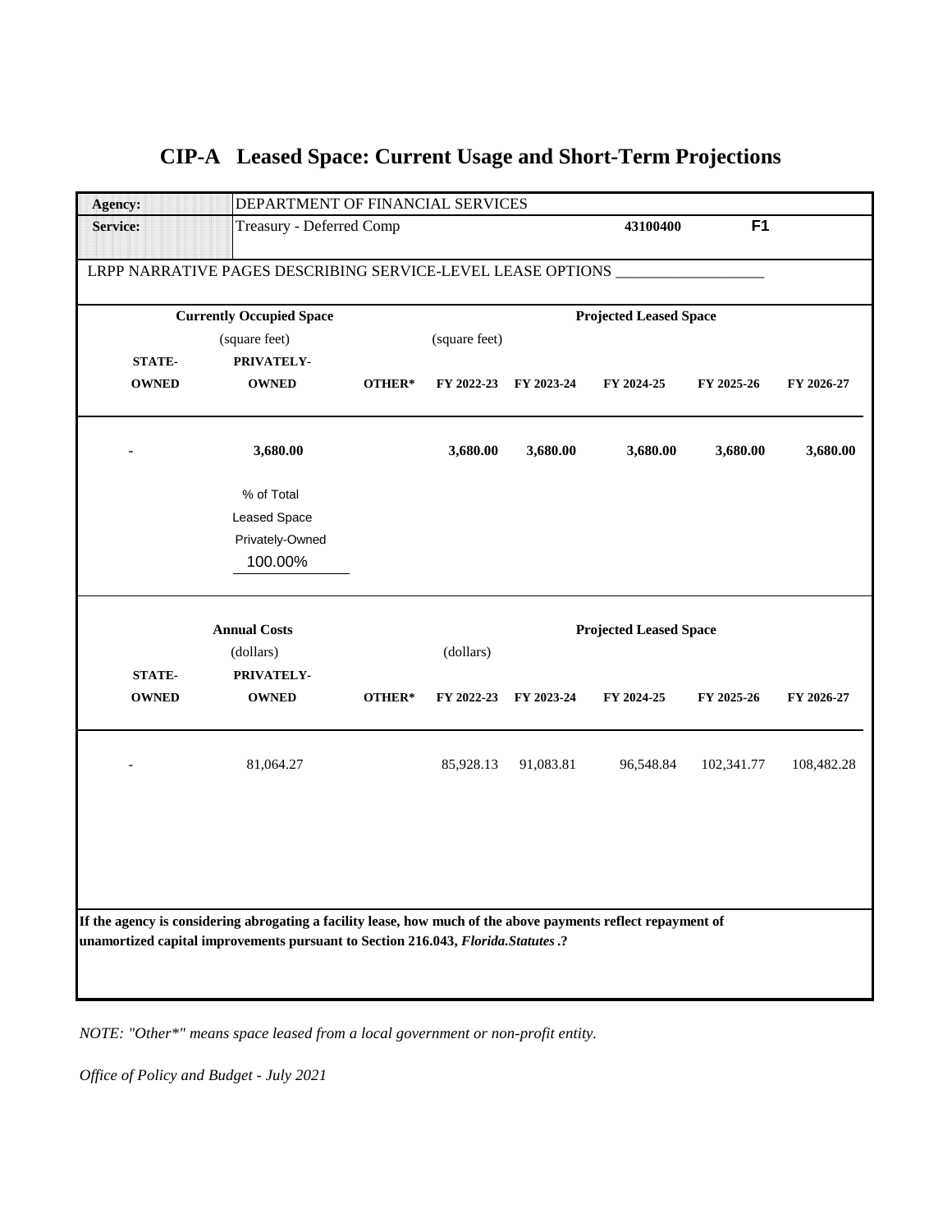# CIP-A Leased Space: Current Usage and Short-Term Projections

| | | | | | | | |
|---|---|---|---|---|---|---|---|
| **Agency:** | DEPARTMENT OF FINANCIAL SERVICES | | | | | | |
| **Service:** | Treasury - Deferred Comp | | | | **43100400** | **F1** | |

LRPP NARRATIVE PAGES DESCRIBING SERVICE-LEVEL LEASE OPTIONS ___________________

| **Currently Occupied Space** (square feet) | | | **Projected Leased Space** (square feet) | | | | |
|---|---|---|---|---|---|---|---|
| **STATE-OWNED** | **PRIVATELY-OWNED** | **OTHER*** | **FY 2022-23** | **FY 2023-24** | **FY 2024-25** | **FY 2025-26** | **FY 2026-27** |
| **-** | **3,680.00** | | **3,680.00** | **3,680.00** | **3,680.00** | **3,680.00** | **3,680.00** |

% of Total Leased Space Privately-Owned: 100.00%

| **Annual Costs** (dollars) | | | **Projected Leased Space** (dollars) | | | | |
|---|---|---|---|---|---|---|---|
| **STATE-OWNED** | **PRIVATELY-OWNED** | **OTHER*** | **FY 2022-23** | **FY 2023-24** | **FY 2024-25** | **FY 2025-26** | **FY 2026-27** |
| - | 81,064.27 | | 85,928.13 | 91,083.81 | 96,548.84 | 102,341.77 | 108,482.28 |

**If the agency is considering abrogating a facility lease, how much of the above payments reflect repayment of unamortized capital improvements pursuant to Section 216.043, *Florida.Statutes*.?**

*NOTE: "Other*" means space leased from a local government or non-profit entity.*

*Office of Policy and Budget - July 2021*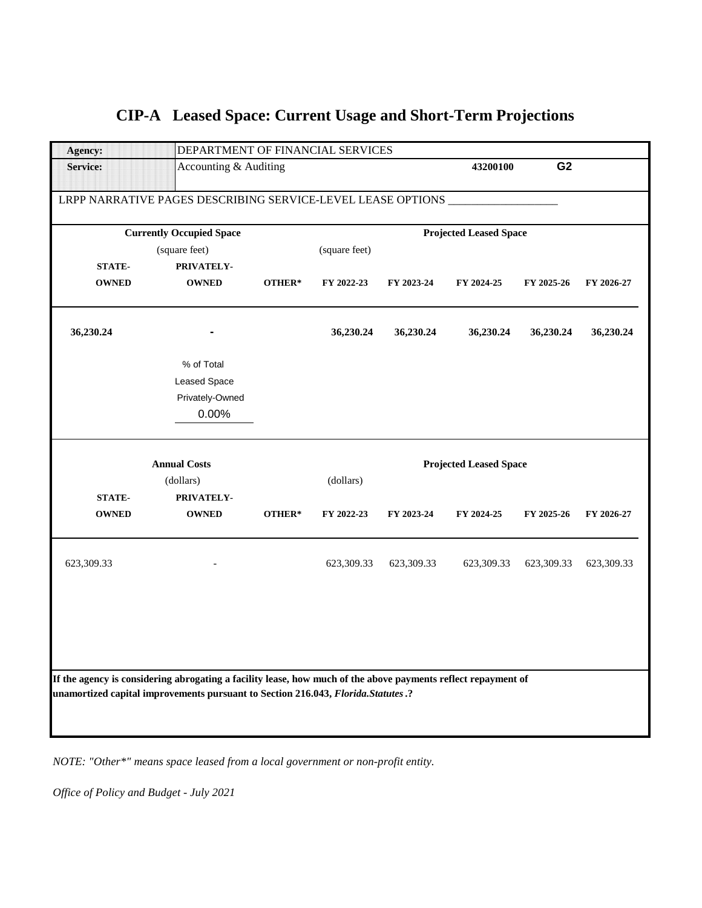# CIP-A Leased Space: Current Usage and Short-Term Projections

| **Agency:** | DEPARTMENT OF FINANCIAL SERVICES | | | |
|---|---|---|---|---|
| **Service:** | Accounting & Auditing | **43200100** | **G2** | |

LRPP NARRATIVE PAGES DESCRIBING SERVICE-LEVEL LEASE OPTIONS ___________________

| **Currently Occupied Space** (square feet) | | | **Projected Leased Space** (square feet) | | | | |
|---|---|---|---|---|---|---|---|
| **STATE-OWNED** | **PRIVATELY-OWNED** | **OTHER*** | **FY 2022-23** | **FY 2023-24** | **FY 2024-25** | **FY 2025-26** | **FY 2026-27** |
| **36,230.24** | **-** | | **36,230.24** | **36,230.24** | **36,230.24** | **36,230.24** | **36,230.24** |

% of Total Leased Space Privately-Owned: 0.00%

| **Annual Costs** (dollars) | | | **Projected Leased Space** (dollars) | | | | |
|---|---|---|---|---|---|---|---|
| **STATE-OWNED** | **PRIVATELY-OWNED** | **OTHER*** | **FY 2022-23** | **FY 2023-24** | **FY 2024-25** | **FY 2025-26** | **FY 2026-27** |
| 623,309.33 | - | | 623,309.33 | 623,309.33 | 623,309.33 | 623,309.33 | 623,309.33 |

**If the agency is considering abrogating a facility lease, how much of the above payments reflect repayment of unamortized capital improvements pursuant to Section 216.043, *Florida.Statutes*.?**

*NOTE: "Other*" means space leased from a local government or non-profit entity.*

*Office of Policy and Budget - July 2021*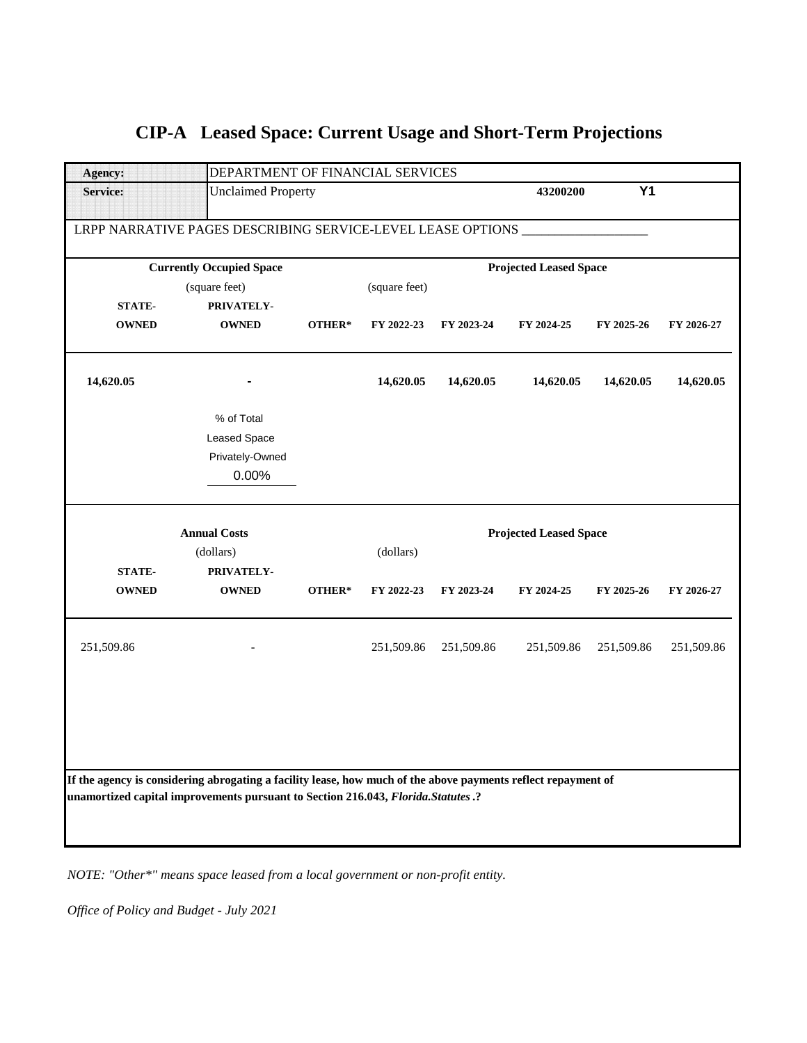# CIP-A Leased Space: Current Usage and Short-Term Projections

| | | | | |
|---|---|---|---|---|
| **Agency:** | DEPARTMENT OF FINANCIAL SERVICES | | | |
| **Service:** | Unclaimed Property | | **43200200** | **Y1** |

LRPP NARRATIVE PAGES DESCRIBING SERVICE-LEVEL LEASE OPTIONS ___________________

| **Currently Occupied Space** (square feet) | | | **Projected Leased Space** (square feet) | | | | |
|---|---|---|---|---|---|---|---|
| **STATE-OWNED** | **PRIVATELY-OWNED** | **OTHER*** | **FY 2022-23** | **FY 2023-24** | **FY 2024-25** | **FY 2025-26** | **FY 2026-27** |
| **14,620.05** | **-** | | **14,620.05** | **14,620.05** | **14,620.05** | **14,620.05** | **14,620.05** |

% of Total Leased Space Privately-Owned: 0.00%

| **Annual Costs** (dollars) | | | **Projected Leased Space** (dollars) | | | | |
|---|---|---|---|---|---|---|---|
| **STATE-OWNED** | **PRIVATELY-OWNED** | **OTHER*** | **FY 2022-23** | **FY 2023-24** | **FY 2024-25** | **FY 2025-26** | **FY 2026-27** |
| 251,509.86 | - | | 251,509.86 | 251,509.86 | 251,509.86 | 251,509.86 | 251,509.86 |

**If the agency is considering abrogating a facility lease, how much of the above payments reflect repayment of unamortized capital improvements pursuant to Section 216.043, *Florida.Statutes*.?**

*NOTE: "Other*" means space leased from a local government or non-profit entity.*

*Office of Policy and Budget - July 2021*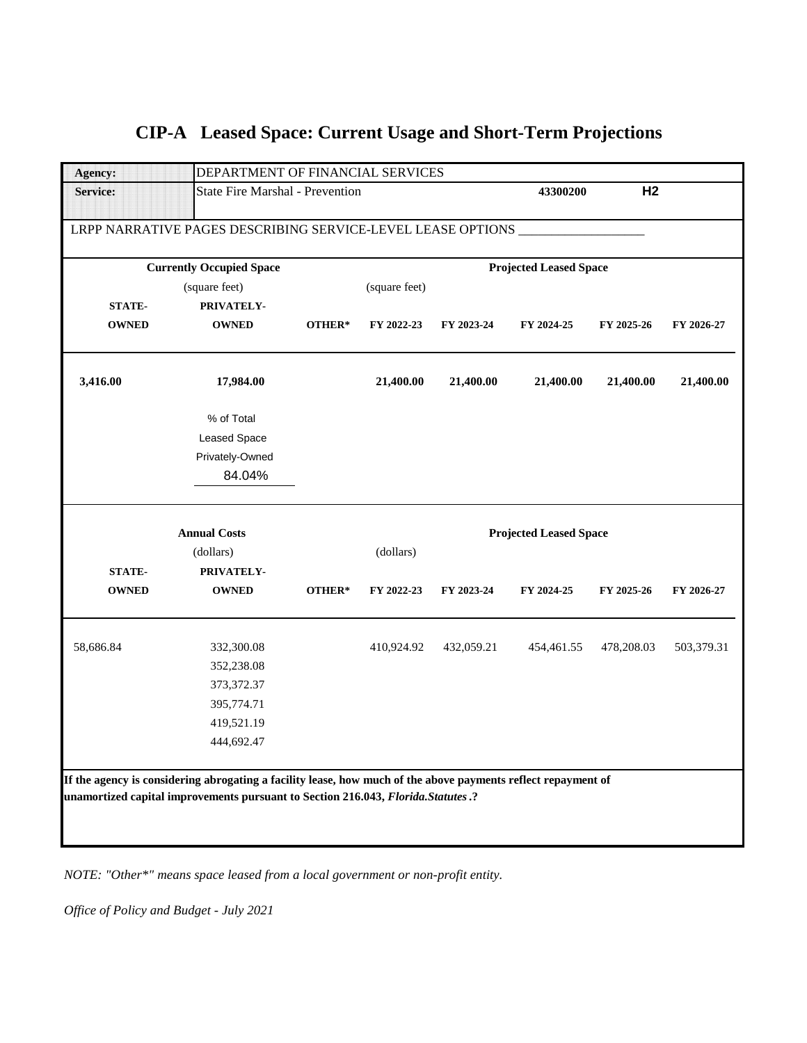# CIP-A Leased Space: Current Usage and Short-Term Projections

| **Agency:** | DEPARTMENT OF FINANCIAL SERVICES | | | | | | |
|---|---|---|---|---|---|---|---|
| **Service:** | State Fire Marshal - Prevention | | | | **43300200** | **H2** | |

LRPP NARRATIVE PAGES DESCRIBING SERVICE-LEVEL LEASE OPTIONS ___________________

| **Currently Occupied Space** (square feet) | | | **Projected Leased Space** (square feet) | | | | |
|---|---|---|---|---|---|---|---|
| **STATE-OWNED** | **PRIVATELY-OWNED** | **OTHER*** | **FY 2022-23** | **FY 2023-24** | **FY 2024-25** | **FY 2025-26** | **FY 2026-27** |
| **3,416.00** | **17,984.00** | | **21,400.00** | **21,400.00** | **21,400.00** | **21,400.00** | **21,400.00** |

% of Total Leased Space Privately-Owned: 84.04%

| **Annual Costs** (dollars) | | | **Projected Leased Space** (dollars) | | | | |
|---|---|---|---|---|---|---|---|
| **STATE-OWNED** | **PRIVATELY-OWNED** | **OTHER*** | **FY 2022-23** | **FY 2023-24** | **FY 2024-25** | **FY 2025-26** | **FY 2026-27** |
| 58,686.84 | 332,300.08 | | 410,924.92 | 432,059.21 | 454,461.55 | 478,208.03 | 503,379.31 |
| | 352,238.08 | | | | | | |
| | 373,372.37 | | | | | | |
| | 395,774.71 | | | | | | |
| | 419,521.19 | | | | | | |
| | 444,692.47 | | | | | | |

**If the agency is considering abrogating a facility lease, how much of the above payments reflect repayment of unamortized capital improvements pursuant to Section 216.043, *Florida.Statutes*.?**

*NOTE: "Other*" means space leased from a local government or non-profit entity.*

*Office of Policy and Budget - July 2021*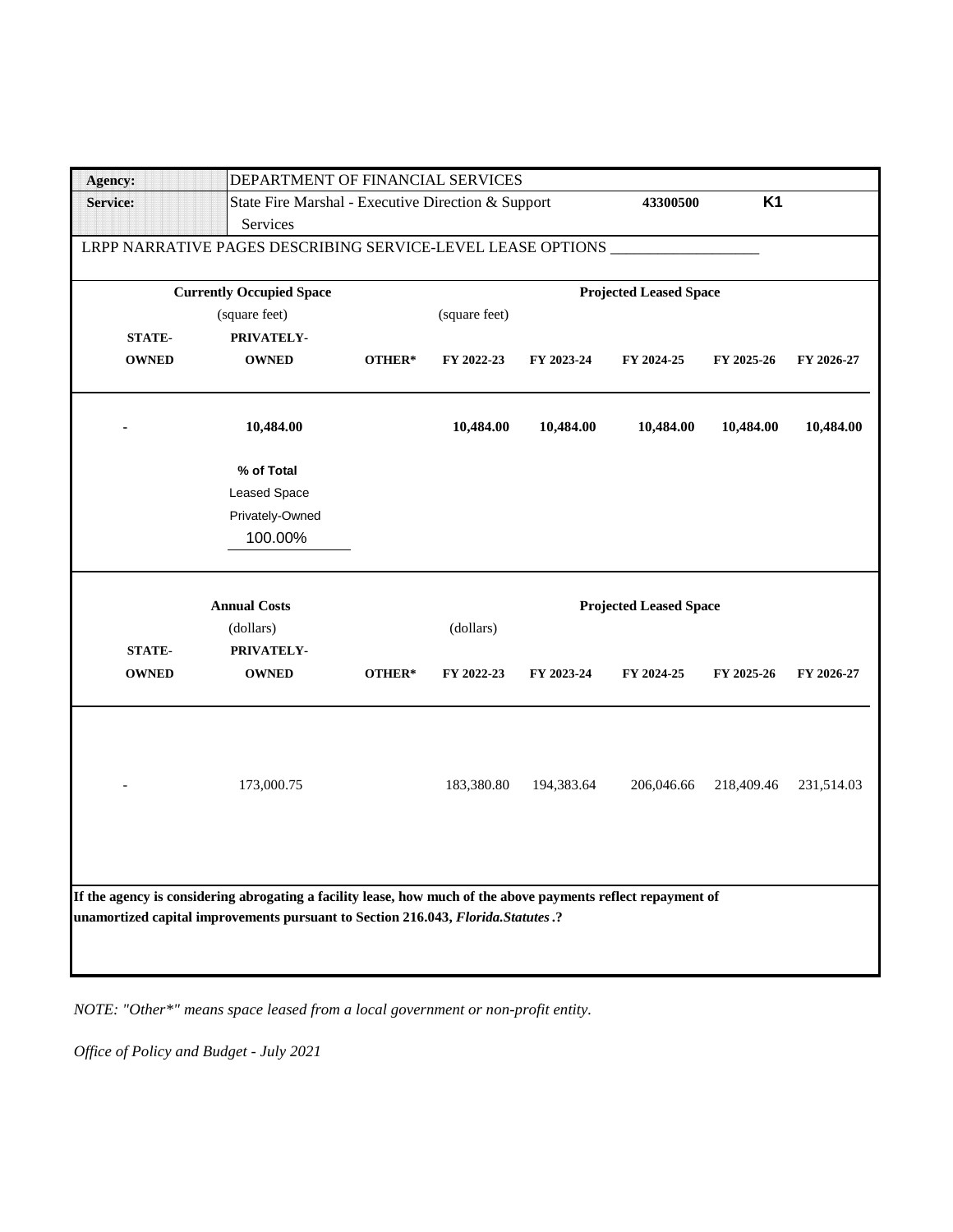| Agency: | DEPARTMENT OF FINANCIAL SERVICES | | |
|---|---|---|---|
| Service: | State Fire Marshal - Executive Direction & Support Services | 43300500 | K1 |

LRPP NARRATIVE PAGES DESCRIBING SERVICE-LEVEL LEASE OPTIONS ___________________

| Currently Occupied Space (square feet) | | | Projected Leased Space (square feet) | | | | |
|---|---|---|---|---|---|---|---|
| STATE-OWNED | PRIVATELY-OWNED | OTHER* | FY 2022-23 | FY 2023-24 | FY 2024-25 | FY 2025-26 | FY 2026-27 |
| - | 10,484.00 | | 10,484.00 | 10,484.00 | 10,484.00 | 10,484.00 | 10,484.00 |

**% of Total**
Leased Space
Privately-Owned
100.00%

| Annual Costs (dollars) | | | Projected Leased Space (dollars) | | | | |
|---|---|---|---|---|---|---|---|
| STATE-OWNED | PRIVATELY-OWNED | OTHER* | FY 2022-23 | FY 2023-24 | FY 2024-25 | FY 2025-26 | FY 2026-27 |
| - | 173,000.75 | | 183,380.80 | 194,383.64 | 206,046.66 | 218,409.46 | 231,514.03 |

**If the agency is considering abrogating a facility lease, how much of the above payments reflect repayment of unamortized capital improvements pursuant to Section 216.043, *Florida.Statutes*.?**

*NOTE: "Other*" means space leased from a local government or non-profit entity.*

*Office of Policy and Budget - July 2021*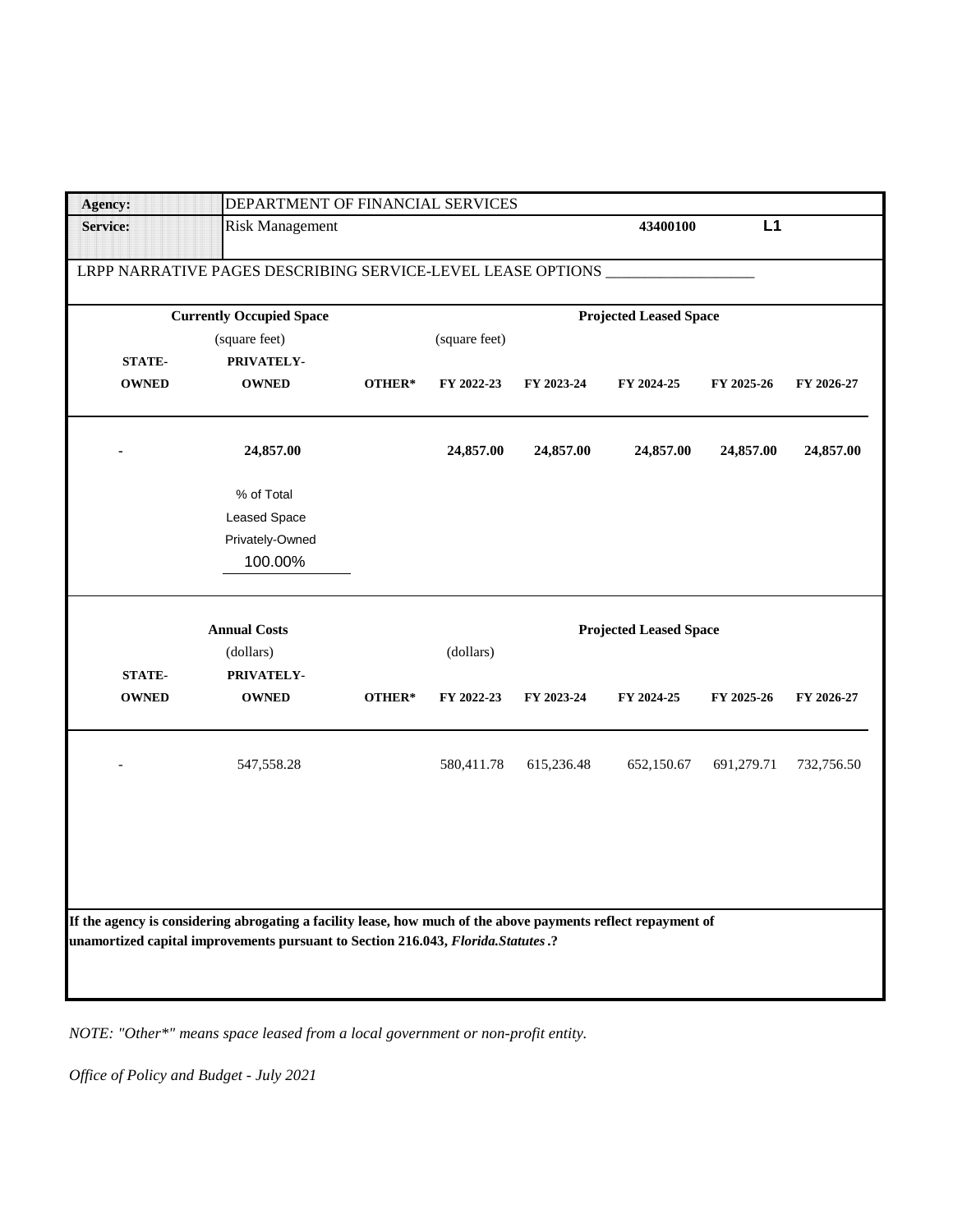| **Agency:** | DEPARTMENT OF FINANCIAL SERVICES | | | | | | |
|---|---|---|---|---|---|---|---|
| **Service:** | Risk Management | | | | **43400100** | **L1** | |

LRPP NARRATIVE PAGES DESCRIBING SERVICE-LEVEL LEASE OPTIONS ___________________

| **Currently Occupied Space** (square feet) | | | **Projected Leased Space** (square feet) | | | | |
|---|---|---|---|---|---|---|---|
| **STATE-OWNED** | **PRIVATELY-OWNED** | **OTHER*** | **FY 2022-23** | **FY 2023-24** | **FY 2024-25** | **FY 2025-26** | **FY 2026-27** |
| **-** | **24,857.00** | | **24,857.00** | **24,857.00** | **24,857.00** | **24,857.00** | **24,857.00** |

% of Total
Leased Space
Privately-Owned
100.00%

| **Annual Costs** (dollars) | | | **Projected Leased Space** (dollars) | | | | |
|---|---|---|---|---|---|---|---|
| **STATE-OWNED** | **PRIVATELY-OWNED** | **OTHER*** | **FY 2022-23** | **FY 2023-24** | **FY 2024-25** | **FY 2025-26** | **FY 2026-27** |
| - | 547,558.28 | | 580,411.78 | 615,236.48 | 652,150.67 | 691,279.71 | 732,756.50 |

**If the agency is considering abrogating a facility lease, how much of the above payments reflect repayment of unamortized capital improvements pursuant to Section 216.043, *Florida.Statutes*.?**

*NOTE: "Other*" means space leased from a local government or non-profit entity.*

*Office of Policy and Budget - July 2021*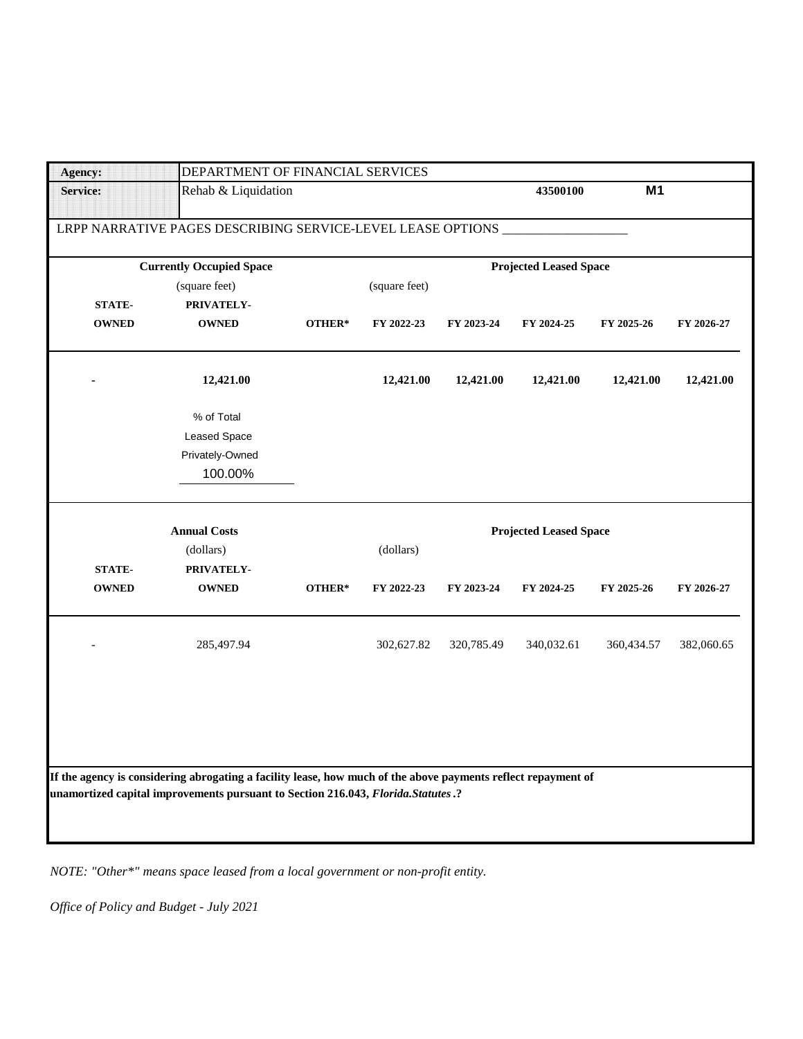| Agency: | DEPARTMENT OF FINANCIAL SERVICES | | |
|---|---|---|---|
| Service: | Rehab & Liquidation | 43500100 | M1 |

LRPP NARRATIVE PAGES DESCRIBING SERVICE-LEVEL LEASE OPTIONS ___________________

| Currently Occupied Space | | | Projected Leased Space | | | | |
|---|---|---|---|---|---|---|---|
| | (square feet) | | (square feet) | | | | |
| STATE-OWNED | PRIVATELY-OWNED | OTHER* | FY 2022-23 | FY 2023-24 | FY 2024-25 | FY 2025-26 | FY 2026-27 |
| - | 12,421.00 | | 12,421.00 | 12,421.00 | 12,421.00 | 12,421.00 | 12,421.00 |
| | % of Total Leased Space Privately-Owned 100.00% | | | | | | |

| Annual Costs | | | Projected Leased Space | | | | |
|---|---|---|---|---|---|---|---|
| | (dollars) | | (dollars) | | | | |
| STATE-OWNED | PRIVATELY-OWNED | OTHER* | FY 2022-23 | FY 2023-24 | FY 2024-25 | FY 2025-26 | FY 2026-27 |
| - | 285,497.94 | | 302,627.82 | 320,785.49 | 340,032.61 | 360,434.57 | 382,060.65 |

**If the agency is considering abrogating a facility lease, how much of the above payments reflect repayment of unamortized capital improvements pursuant to Section 216.043, *Florida.Statutes*.?**

*NOTE: "Other*" means space leased from a local government or non-profit entity.*

*Office of Policy and Budget - July 2021*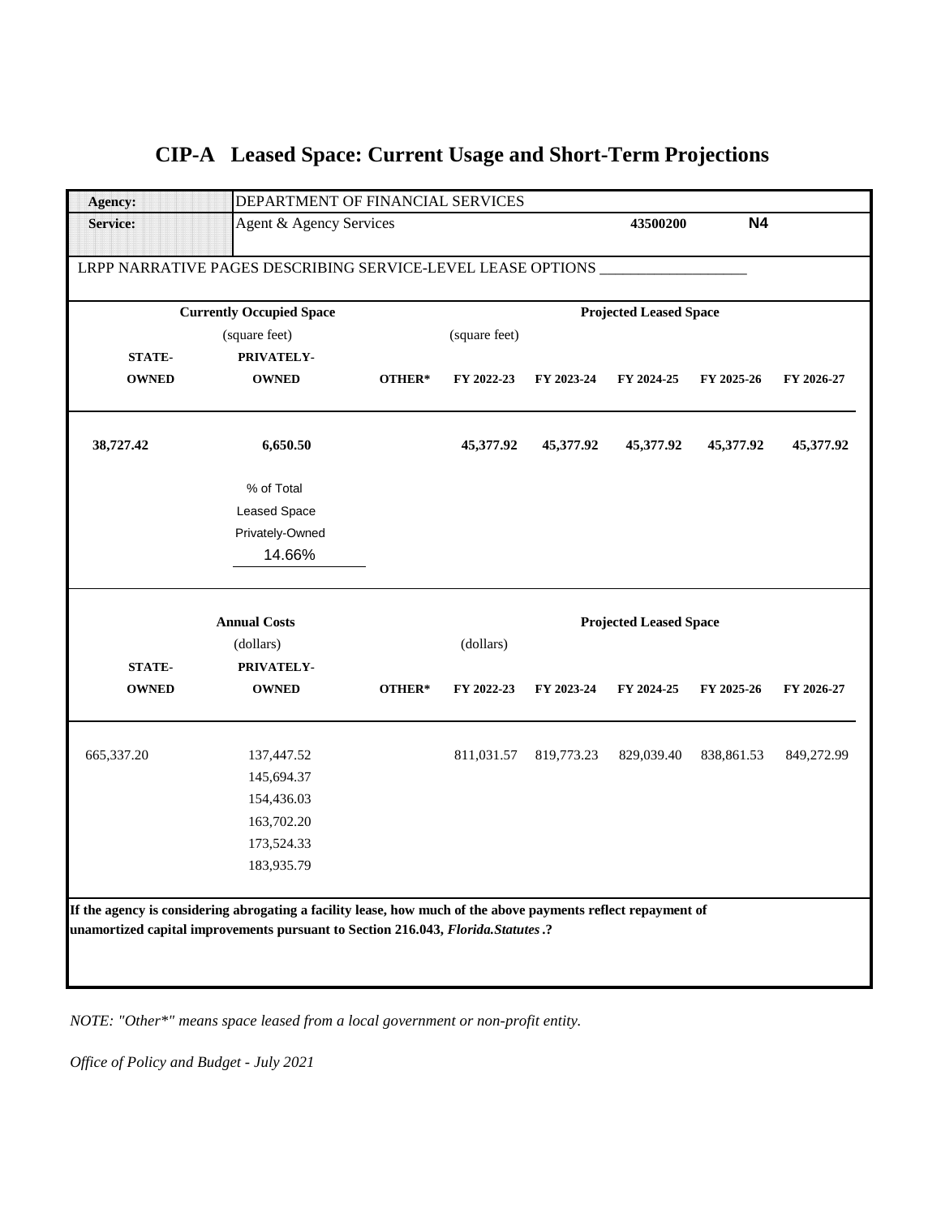# CIP-A Leased Space: Current Usage and Short-Term Projections

| | |
|---|---|
| **Agency:** | DEPARTMENT OF FINANCIAL SERVICES |
| **Service:** | Agent & Agency Services — **43500200** — **N4** |

LRPP NARRATIVE PAGES DESCRIBING SERVICE-LEVEL LEASE OPTIONS ___________________

| **Currently Occupied Space** (square feet) | | | **Projected Leased Space** (square feet) | | | | |
|---|---|---|---|---|---|---|---|
| **STATE-OWNED** | **PRIVATELY-OWNED** | **OTHER*** | **FY 2022-23** | **FY 2023-24** | **FY 2024-25** | **FY 2025-26** | **FY 2026-27** |
| **38,727.42** | **6,650.50** | | **45,377.92** | **45,377.92** | **45,377.92** | **45,377.92** | **45,377.92** |

% of Total Leased Space Privately-Owned: 14.66%

| **Annual Costs** (dollars) | | | **Projected Leased Space** (dollars) | | | | |
|---|---|---|---|---|---|---|---|
| **STATE-OWNED** | **PRIVATELY-OWNED** | **OTHER*** | **FY 2022-23** | **FY 2023-24** | **FY 2024-25** | **FY 2025-26** | **FY 2026-27** |
| 665,337.20 | 137,447.52 | | 811,031.57 | 819,773.23 | 829,039.40 | 838,861.53 | 849,272.99 |
| | 145,694.37 | | | | | | |
| | 154,436.03 | | | | | | |
| | 163,702.20 | | | | | | |
| | 173,524.33 | | | | | | |
| | 183,935.79 | | | | | | |

**If the agency is considering abrogating a facility lease, how much of the above payments reflect repayment of unamortized capital improvements pursuant to Section 216.043, *Florida.Statutes*.?**

*NOTE: "Other*" means space leased from a local government or non-profit entity.*

*Office of Policy and Budget - July 2021*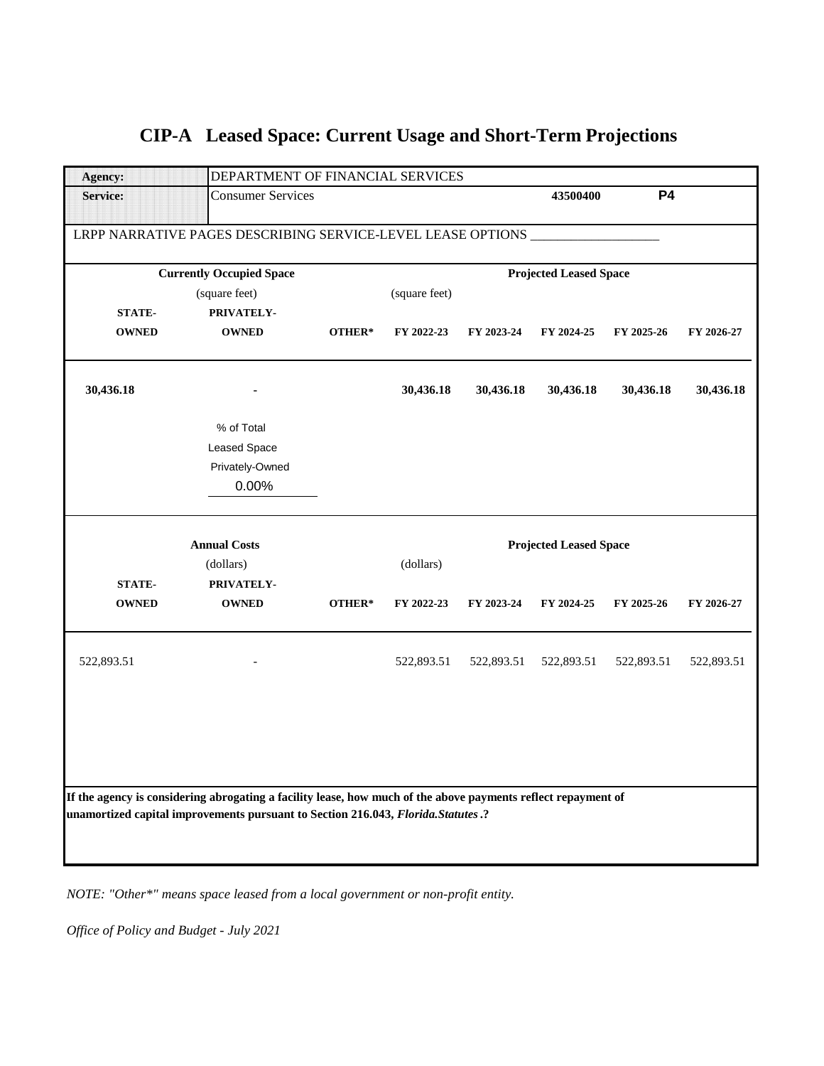# CIP-A Leased Space: Current Usage and Short-Term Projections

| | | |
|---|---|---|
| **Agency:** | DEPARTMENT OF FINANCIAL SERVICES | |
| **Service:** | Consumer Services | **43500400** **P4** |

LRPP NARRATIVE PAGES DESCRIBING SERVICE-LEVEL LEASE OPTIONS ___________________

| **Currently Occupied Space** (square feet) | | | **Projected Leased Space** (square feet) | | | | |
|---|---|---|---|---|---|---|---|
| **STATE-OWNED** | **PRIVATELY-OWNED** | **OTHER*** | **FY 2022-23** | **FY 2023-24** | **FY 2024-25** | **FY 2025-26** | **FY 2026-27** |
| **30,436.18** | **-** | | **30,436.18** | **30,436.18** | **30,436.18** | **30,436.18** | **30,436.18** |

% of Total Leased Space Privately-Owned: 0.00%

| **Annual Costs** (dollars) | | | **Projected Leased Space** (dollars) | | | | |
|---|---|---|---|---|---|---|---|
| **STATE-OWNED** | **PRIVATELY-OWNED** | **OTHER*** | **FY 2022-23** | **FY 2023-24** | **FY 2024-25** | **FY 2025-26** | **FY 2026-27** |
| 522,893.51 | - | | 522,893.51 | 522,893.51 | 522,893.51 | 522,893.51 | 522,893.51 |

**If the agency is considering abrogating a facility lease, how much of the above payments reflect repayment of unamortized capital improvements pursuant to Section 216.043, *Florida.Statutes*.?**

*NOTE: "Other*" means space leased from a local government or non-profit entity.*

*Office of Policy and Budget - July 2021*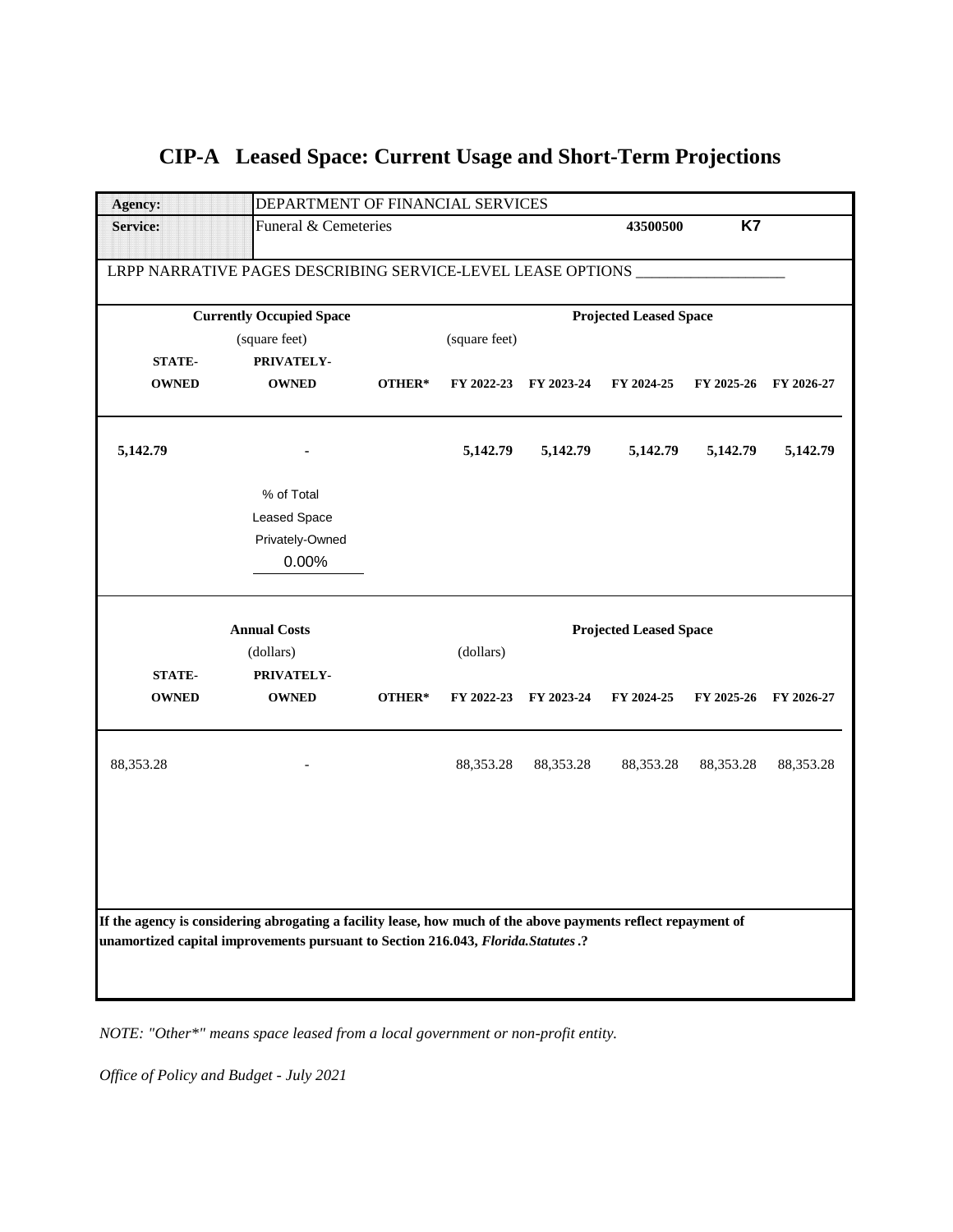# CIP-A Leased Space: Current Usage and Short-Term Projections

| **Agency:** | DEPARTMENT OF FINANCIAL SERVICES | | | | | |
|---|---|---|---|---|---|---|
| **Service:** | Funeral & Cemeteries | | **43500500** | **K7** | | |

LRPP NARRATIVE PAGES DESCRIBING SERVICE-LEVEL LEASE OPTIONS ___________________

| **Currently Occupied Space** (square feet) | | | **Projected Leased Space** (square feet) | | | | |
|---|---|---|---|---|---|---|---|
| **STATE-OWNED** | **PRIVATELY-OWNED** | **OTHER*** | **FY 2022-23** | **FY 2023-24** | **FY 2024-25** | **FY 2025-26** | **FY 2026-27** |
| **5,142.79** | **-** | | **5,142.79** | **5,142.79** | **5,142.79** | **5,142.79** | **5,142.79** |

% of Total Leased Space Privately-Owned: 0.00%

| **Annual Costs** (dollars) | | | **Projected Leased Space** (dollars) | | | | |
|---|---|---|---|---|---|---|---|
| **STATE-OWNED** | **PRIVATELY-OWNED** | **OTHER*** | **FY 2022-23** | **FY 2023-24** | **FY 2024-25** | **FY 2025-26** | **FY 2026-27** |
| 88,353.28 | - | | 88,353.28 | 88,353.28 | 88,353.28 | 88,353.28 | 88,353.28 |

**If the agency is considering abrogating a facility lease, how much of the above payments reflect repayment of unamortized capital improvements pursuant to Section 216.043, *Florida.Statutes*.?**

*NOTE: "Other*" means space leased from a local government or non-profit entity.*

*Office of Policy and Budget - July 2021*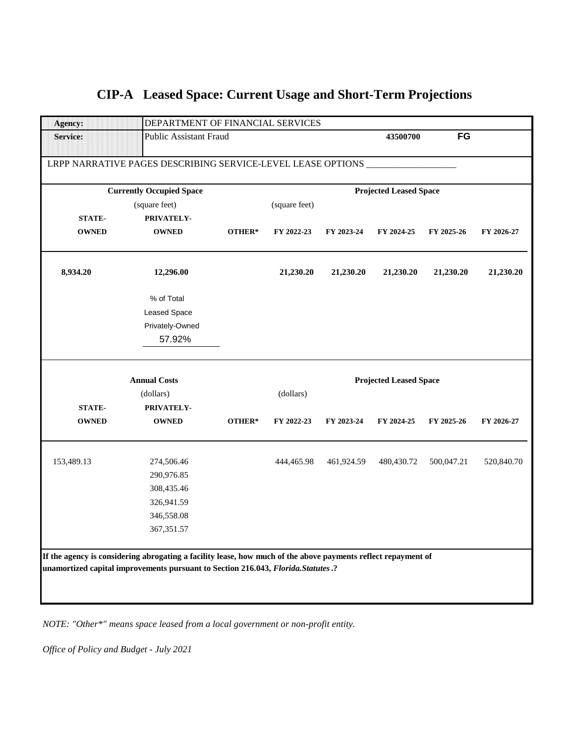# CIP-A Leased Space: Current Usage and Short-Term Projections

| | | | | | | | |
|---|---|---|---|---|---|---|---|
| **Agency:** | DEPARTMENT OF FINANCIAL SERVICES | | | | | | |
| **Service:** | Public Assistant Fraud | | | | **43500700** | **FG** | |

LRPP NARRATIVE PAGES DESCRIBING SERVICE-LEVEL LEASE OPTIONS ___________________

| **Currently Occupied Space** (square feet) | | | **Projected Leased Space** (square feet) | | | | |
|---|---|---|---|---|---|---|---|
| **STATE-OWNED** | **PRIVATELY-OWNED** | **OTHER*** | **FY 2022-23** | **FY 2023-24** | **FY 2024-25** | **FY 2025-26** | **FY 2026-27** |
| **8,934.20** | **12,296.00** | | **21,230.20** | **21,230.20** | **21,230.20** | **21,230.20** | **21,230.20** |

% of Total Leased Space Privately-Owned: 57.92%

| **Annual Costs** (dollars) | | | **Projected Leased Space** (dollars) | | | | |
|---|---|---|---|---|---|---|---|
| **STATE-OWNED** | **PRIVATELY-OWNED** | **OTHER*** | **FY 2022-23** | **FY 2023-24** | **FY 2024-25** | **FY 2025-26** | **FY 2026-27** |
| 153,489.13 | 274,506.46 | | 444,465.98 | 461,924.59 | 480,430.72 | 500,047.21 | 520,840.70 |
| | 290,976.85 | | | | | | |
| | 308,435.46 | | | | | | |
| | 326,941.59 | | | | | | |
| | 346,558.08 | | | | | | |
| | 367,351.57 | | | | | | |

**If the agency is considering abrogating a facility lease, how much of the above payments reflect repayment of unamortized capital improvements pursuant to Section 216.043, *Florida.Statutes*.?**

*NOTE: "Other*" means space leased from a local government or non-profit entity.*

*Office of Policy and Budget - July 2021*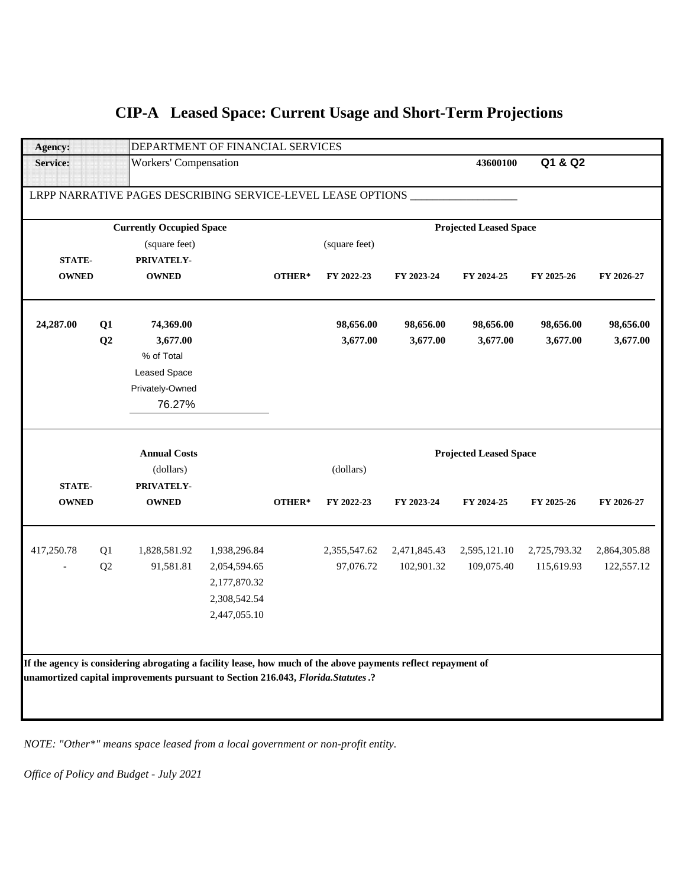# CIP-A Leased Space: Current Usage and Short-Term Projections

| | |
|---|---|
| **Agency:** | DEPARTMENT OF FINANCIAL SERVICES |
| **Service:** | Workers' Compensation — **43600100** — **Q1 & Q2** |

LRPP NARRATIVE PAGES DESCRIBING SERVICE-LEVEL LEASE OPTIONS ___________________

| | | **Currently Occupied Space** (square feet) | | | **Projected Leased Space** (square feet) | | | | |
|---|---|---|---|---|---|---|---|---|---|
| **STATE-OWNED** | | **PRIVATELY-OWNED** | | **OTHER*** | **FY 2022-23** | **FY 2023-24** | **FY 2024-25** | **FY 2025-26** | **FY 2026-27** |
| **24,287.00** | **Q1** | **74,369.00** | | | **98,656.00** | **98,656.00** | **98,656.00** | **98,656.00** | **98,656.00** |
| | **Q2** | **3,677.00** | | | **3,677.00** | **3,677.00** | **3,677.00** | **3,677.00** | **3,677.00** |
| | | % of Total Leased Space Privately-Owned 76.27% | | | | | | | |

| | | **Annual Costs** (dollars) | | | **Projected Leased Space** (dollars) | | | | |
|---|---|---|---|---|---|---|---|---|---|
| **STATE-OWNED** | | **PRIVATELY-OWNED** | | **OTHER*** | **FY 2022-23** | **FY 2023-24** | **FY 2024-25** | **FY 2025-26** | **FY 2026-27** |
| 417,250.78 | Q1 | 1,828,581.92 | 1,938,296.84 | | 2,355,547.62 | 2,471,845.43 | 2,595,121.10 | 2,725,793.32 | 2,864,305.88 |
| - | Q2 | 91,581.81 | 2,054,594.65 | | 97,076.72 | 102,901.32 | 109,075.40 | 115,619.93 | 122,557.12 |
| | | | 2,177,870.32 | | | | | | |
| | | | 2,308,542.54 | | | | | | |
| | | | 2,447,055.10 | | | | | | |

**If the agency is considering abrogating a facility lease, how much of the above payments reflect repayment of unamortized capital improvements pursuant to Section 216.043, *Florida.Statutes*.?**

*NOTE: "Other*" means space leased from a local government or non-profit entity.*

*Office of Policy and Budget - July 2021*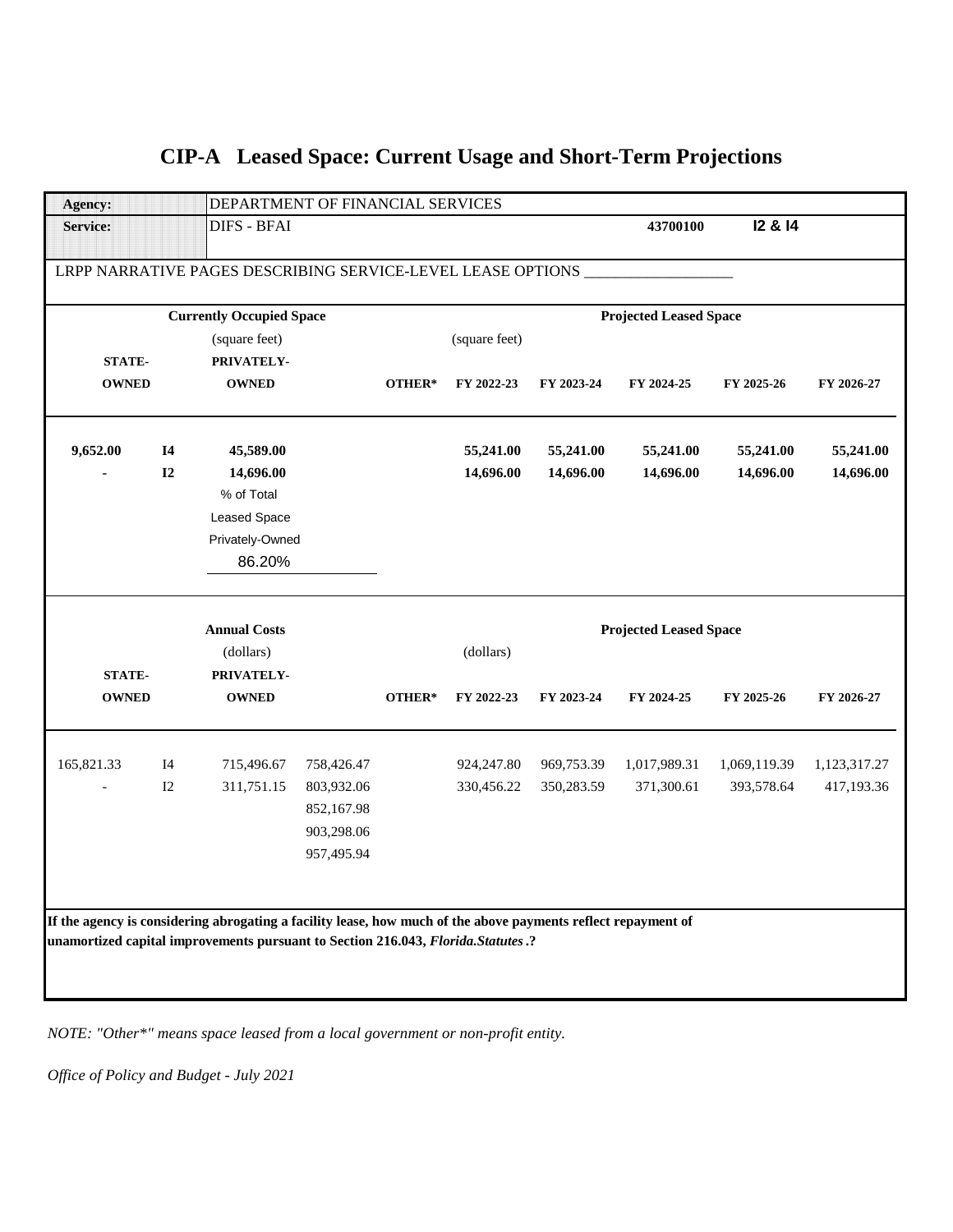# CIP-A Leased Space: Current Usage and Short-Term Projections

| | | | | | | | | | |
|---|---|---|---|---|---|---|---|---|---|
| **Agency:** | | DEPARTMENT OF FINANCIAL SERVICES | | | | | | | |
| **Service:** | | DIFS - BFAI | | | | | **43700100** | **I2 & I4** | |

LRPP NARRATIVE PAGES DESCRIBING SERVICE-LEVEL LEASE OPTIONS ___________________

| **Currently Occupied Space** (square feet) | | | | | | **Projected Leased Space** (square feet) | | | |
|---|---|---|---|---|---|---|---|---|---|
| **STATE-OWNED** | | **PRIVATELY-OWNED** | | **OTHER*** | **FY 2022-23** | **FY 2023-24** | **FY 2024-25** | **FY 2025-26** | **FY 2026-27** |
| **9,652.00** | **I4** | **45,589.00** | | | **55,241.00** | **55,241.00** | **55,241.00** | **55,241.00** | **55,241.00** |
| **-** | **I2** | **14,696.00** | | | **14,696.00** | **14,696.00** | **14,696.00** | **14,696.00** | **14,696.00** |
| | | % of Total Leased Space Privately-Owned 86.20% | | | | | | | |

| **Annual Costs** (dollars) | | | | | | **Projected Leased Space** (dollars) | | | |
|---|---|---|---|---|---|---|---|---|---|
| **STATE-OWNED** | | **PRIVATELY-OWNED** | | **OTHER*** | **FY 2022-23** | **FY 2023-24** | **FY 2024-25** | **FY 2025-26** | **FY 2026-27** |
| 165,821.33 | I4 | 715,496.67 | 758,426.47 | | 924,247.80 | 969,753.39 | 1,017,989.31 | 1,069,119.39 | 1,123,317.27 |
| - | I2 | 311,751.15 | 803,932.06 | | 330,456.22 | 350,283.59 | 371,300.61 | 393,578.64 | 417,193.36 |
| | | | 852,167.98 | | | | | | |
| | | | 903,298.06 | | | | | | |
| | | | 957,495.94 | | | | | | |

**If the agency is considering abrogating a facility lease, how much of the above payments reflect repayment of unamortized capital improvements pursuant to Section 216.043, *Florida.Statutes*.?**

*NOTE: "Other*" means space leased from a local government or non-profit entity.*

*Office of Policy and Budget - July 2021*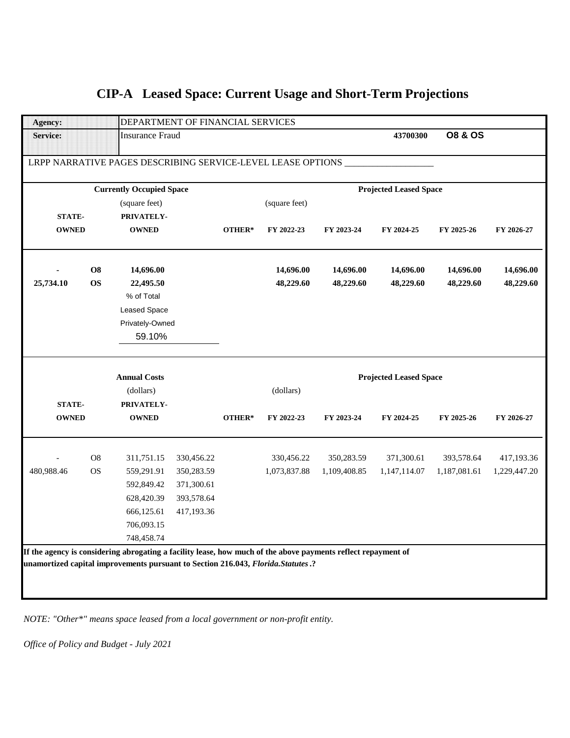# CIP-A Leased Space: Current Usage and Short-Term Projections

| | | | | | | | | | |
|---|---|---|---|---|---|---|---|---|---|
| **Agency:** | | DEPARTMENT OF FINANCIAL SERVICES | | | | | | | |
| **Service:** | | Insurance Fraud | | | | | **43700300** | **O8 & OS** | |
| LRPP NARRATIVE PAGES DESCRIBING SERVICE-LEVEL LEASE OPTIONS ___________________ | | | | | | | | | |

| **Currently Occupied Space** (square feet) | | | | | **Projected Leased Space** (square feet) | | | | |
|---|---|---|---|---|---|---|---|---|---|
| **STATE-OWNED** | | **PRIVATELY-OWNED** | | **OTHER*** | **FY 2022-23** | **FY 2023-24** | **FY 2024-25** | **FY 2025-26** | **FY 2026-27** |
| **-** | **O8** | **14,696.00** | | | **14,696.00** | **14,696.00** | **14,696.00** | **14,696.00** | **14,696.00** |
| **25,734.10** | **OS** | **22,495.50** | | | **48,229.60** | **48,229.60** | **48,229.60** | **48,229.60** | **48,229.60** |
| | | % of Total Leased Space Privately-Owned | | | | | | | |
| | | 59.10% | | | | | | | |

| **Annual Costs** (dollars) | | | | | **Projected Leased Space** (dollars) | | | | |
|---|---|---|---|---|---|---|---|---|---|
| **STATE-OWNED** | | **PRIVATELY-OWNED** | | **OTHER*** | **FY 2022-23** | **FY 2023-24** | **FY 2024-25** | **FY 2025-26** | **FY 2026-27** |
| - | O8 | 311,751.15 | 330,456.22 | | 330,456.22 | 350,283.59 | 371,300.61 | 393,578.64 | 417,193.36 |
| 480,988.46 | OS | 559,291.91 | 350,283.59 | | 1,073,837.88 | 1,109,408.85 | 1,147,114.07 | 1,187,081.61 | 1,229,447.20 |
| | | 592,849.42 | 371,300.61 | | | | | | |
| | | 628,420.39 | 393,578.64 | | | | | | |
| | | 666,125.61 | 417,193.36 | | | | | | |
| | | 706,093.15 | | | | | | | |
| | | 748,458.74 | | | | | | | |

**If the agency is considering abrogating a facility lease, how much of the above payments reflect repayment of unamortized capital improvements pursuant to Section 216.043, *Florida.Statutes*.?**

*NOTE: "Other*" means space leased from a local government or non-profit entity.*

*Office of Policy and Budget - July 2021*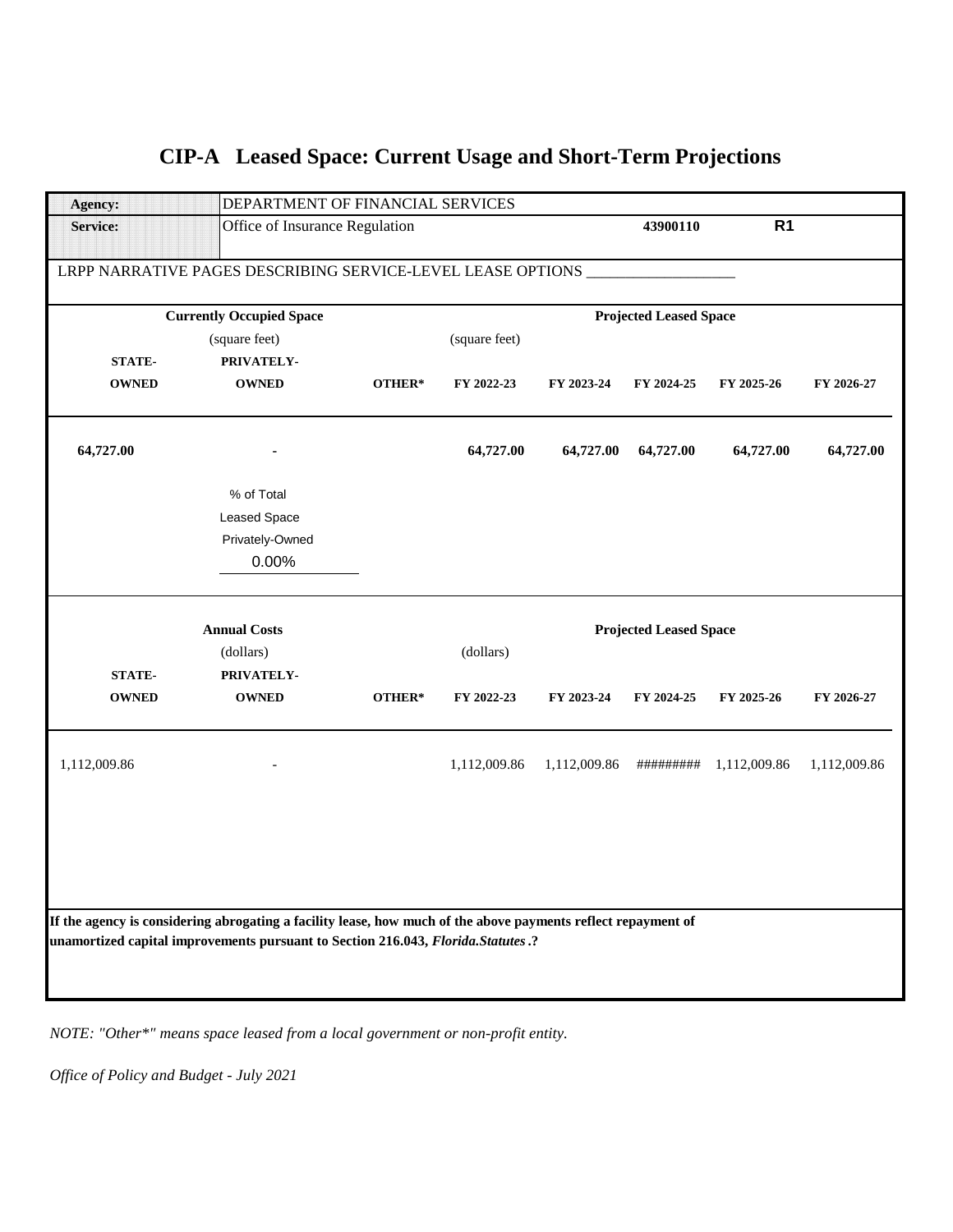# CIP-A Leased Space: Current Usage and Short-Term Projections

| | | | |
|---|---|---|---|
| **Agency:** | DEPARTMENT OF FINANCIAL SERVICES | | |
| **Service:** | Office of Insurance Regulation | **43900110** | **R1** |

LRPP NARRATIVE PAGES DESCRIBING SERVICE-LEVEL LEASE OPTIONS ___________________

| **Currently Occupied Space** (square feet) | | | **Projected Leased Space** (square feet) | | | | |
|---|---|---|---|---|---|---|---|
| **STATE-OWNED** | **PRIVATELY-OWNED** | **OTHER*** | **FY 2022-23** | **FY 2023-24** | **FY 2024-25** | **FY 2025-26** | **FY 2026-27** |
| **64,727.00** | **-** | | **64,727.00** | **64,727.00** | **64,727.00** | **64,727.00** | **64,727.00** |

% of Total Leased Space Privately-Owned
0.00%

| **Annual Costs** (dollars) | | | **Projected Leased Space** (dollars) | | | | |
|---|---|---|---|---|---|---|---|
| **STATE-OWNED** | **PRIVATELY-OWNED** | **OTHER*** | **FY 2022-23** | **FY 2023-24** | **FY 2024-25** | **FY 2025-26** | **FY 2026-27** |
| 1,112,009.86 | - | | 1,112,009.86 | 1,112,009.86 | ######### | 1,112,009.86 | 1,112,009.86 |

**If the agency is considering abrogating a facility lease, how much of the above payments reflect repayment of unamortized capital improvements pursuant to Section 216.043, *Florida.Statutes*.?**

*NOTE: "Other*" means space leased from a local government or non-profit entity.*

*Office of Policy and Budget - July 2021*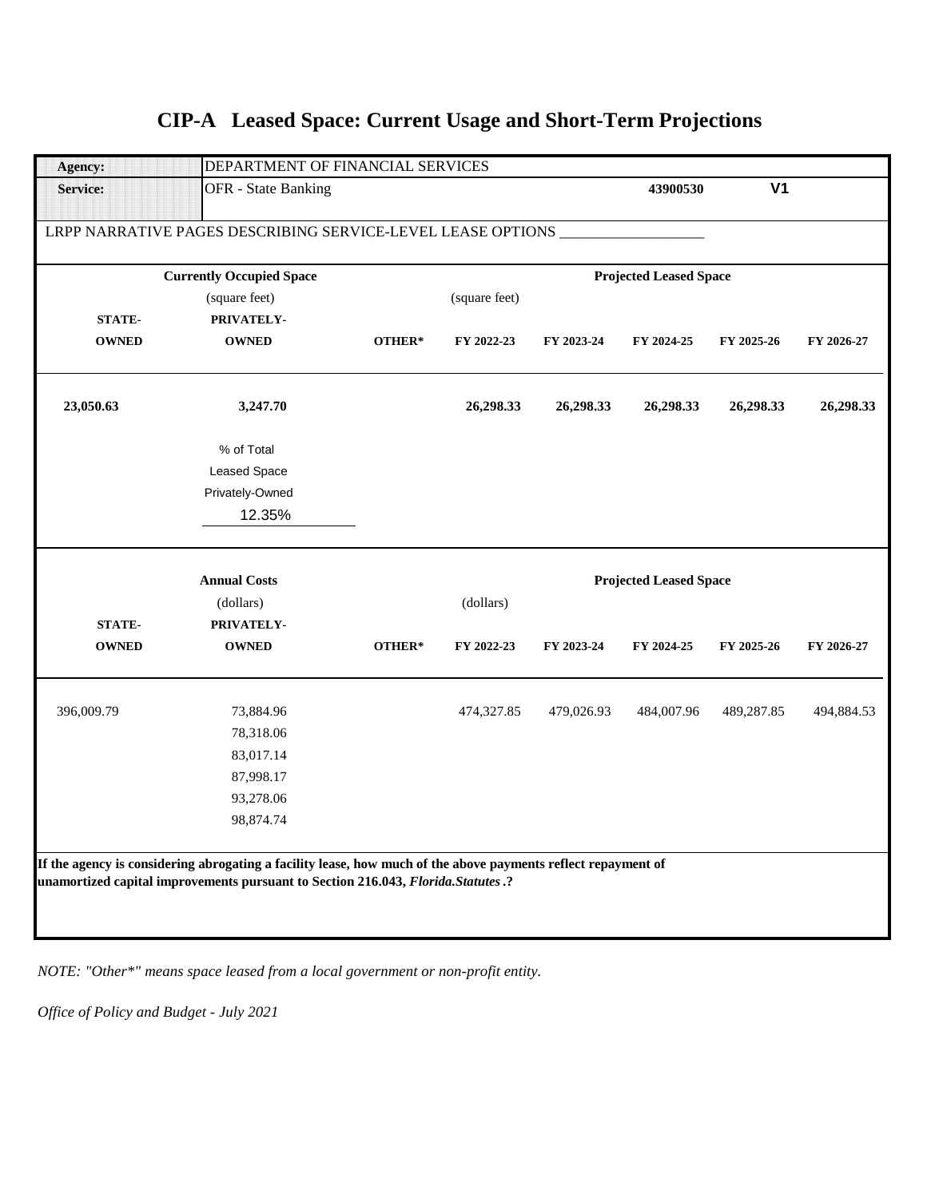# CIP-A Leased Space: Current Usage and Short-Term Projections

| | |
|---|---|
| **Agency:** | DEPARTMENT OF FINANCIAL SERVICES |
| **Service:** | OFR - State Banking — **43900530** — **V1** |

LRPP NARRATIVE PAGES DESCRIBING SERVICE-LEVEL LEASE OPTIONS ___________________

| Currently Occupied Space (square feet) | | | Projected Leased Space (square feet) | | | | |
|---|---|---|---|---|---|---|---|
| **STATE-OWNED** | **PRIVATELY-OWNED** | **OTHER*** | **FY 2022-23** | **FY 2023-24** | **FY 2024-25** | **FY 2025-26** | **FY 2026-27** |
| **23,050.63** | **3,247.70** | | **26,298.33** | **26,298.33** | **26,298.33** | **26,298.33** | **26,298.33** |

% of Total Leased Space Privately-Owned: 12.35%

| Annual Costs (dollars) | | | Projected Leased Space (dollars) | | | | |
|---|---|---|---|---|---|---|---|
| **STATE-OWNED** | **PRIVATELY-OWNED** | **OTHER*** | **FY 2022-23** | **FY 2023-24** | **FY 2024-25** | **FY 2025-26** | **FY 2026-27** |
| 396,009.79 | 73,884.96 | | 474,327.85 | 479,026.93 | 484,007.96 | 489,287.85 | 494,884.53 |
| | 78,318.06 | | | | | | |
| | 83,017.14 | | | | | | |
| | 87,998.17 | | | | | | |
| | 93,278.06 | | | | | | |
| | 98,874.74 | | | | | | |

**If the agency is considering abrogating a facility lease, how much of the above payments reflect repayment of unamortized capital improvements pursuant to Section 216.043, *Florida.Statutes*.?**

*NOTE: "Other*" means space leased from a local government or non-profit entity.*

*Office of Policy and Budget - July 2021*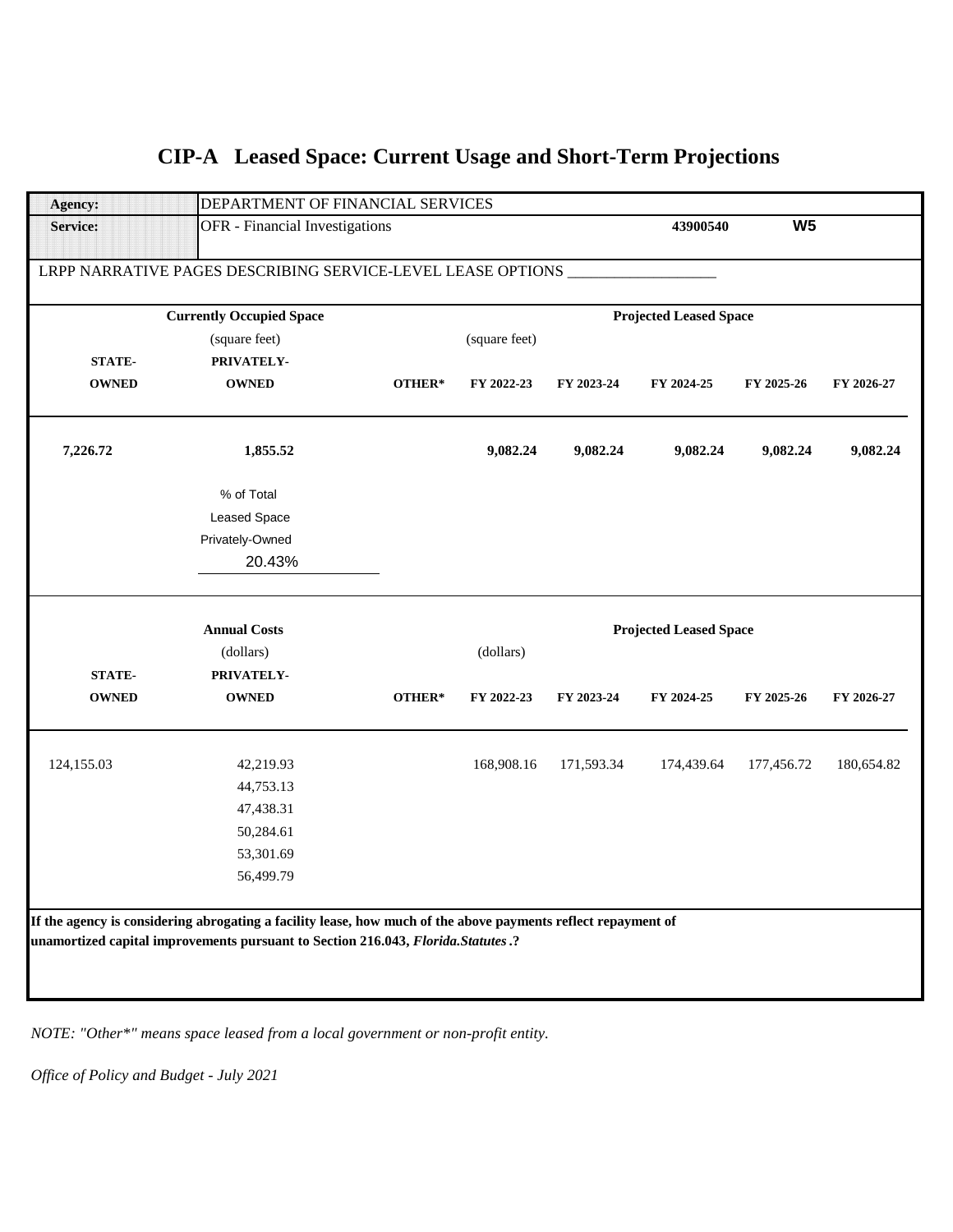# CIP-A Leased Space: Current Usage and Short-Term Projections

| | | | |
|---|---|---|---|
| **Agency:** | DEPARTMENT OF FINANCIAL SERVICES | | |
| **Service:** | OFR - Financial Investigations | **43900540** | **W5** |

LRPP NARRATIVE PAGES DESCRIBING SERVICE-LEVEL LEASE OPTIONS ___________________

| **Currently Occupied Space** (square feet) | | | **Projected Leased Space** (square feet) | | | | |
|---|---|---|---|---|---|---|---|
| **STATE-OWNED** | **PRIVATELY-OWNED** | **OTHER*** | **FY 2022-23** | **FY 2023-24** | **FY 2024-25** | **FY 2025-26** | **FY 2026-27** |
| **7,226.72** | **1,855.52** | | **9,082.24** | **9,082.24** | **9,082.24** | **9,082.24** | **9,082.24** |

% of Total Leased Space Privately-Owned: 20.43%

| **Annual Costs** (dollars) | | | **Projected Leased Space** (dollars) | | | | |
|---|---|---|---|---|---|---|---|
| **STATE-OWNED** | **PRIVATELY-OWNED** | **OTHER*** | **FY 2022-23** | **FY 2023-24** | **FY 2024-25** | **FY 2025-26** | **FY 2026-27** |
| 124,155.03 | 42,219.93 | | 168,908.16 | 171,593.34 | 174,439.64 | 177,456.72 | 180,654.82 |
| | 44,753.13 | | | | | | |
| | 47,438.31 | | | | | | |
| | 50,284.61 | | | | | | |
| | 53,301.69 | | | | | | |
| | 56,499.79 | | | | | | |

**If the agency is considering abrogating a facility lease, how much of the above payments reflect repayment of unamortized capital improvements pursuant to Section 216.043, *Florida.Statutes*.?**

*NOTE: "Other*" means space leased from a local government or non-profit entity.*

*Office of Policy and Budget - July 2021*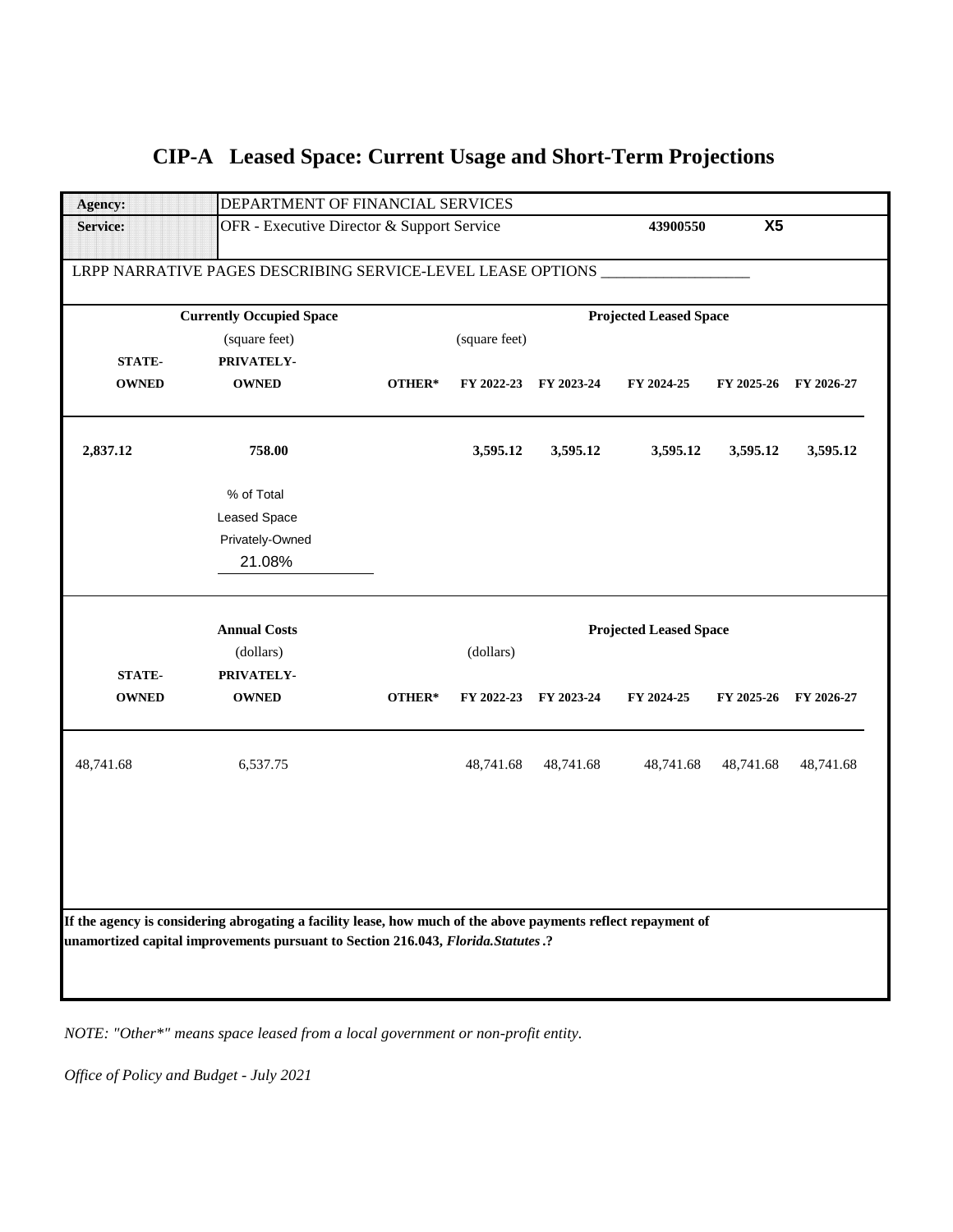# CIP-A Leased Space: Current Usage and Short-Term Projections

| | | | |
|---|---|---|---|
| **Agency:** | DEPARTMENT OF FINANCIAL SERVICES | | |
| **Service:** | OFR - Executive Director & Support Service | **43900550** | **X5** |

LRPP NARRATIVE PAGES DESCRIBING SERVICE-LEVEL LEASE OPTIONS ___________________

| **Currently Occupied Space** (square feet) | | | **Projected Leased Space** (square feet) | | | | |
|---|---|---|---|---|---|---|---|
| **STATE-OWNED** | **PRIVATELY-OWNED** | **OTHER*** | **FY 2022-23** | **FY 2023-24** | **FY 2024-25** | **FY 2025-26** | **FY 2026-27** |
| **2,837.12** | **758.00** | | **3,595.12** | **3,595.12** | **3,595.12** | **3,595.12** | **3,595.12** |

% of Total Leased Space Privately-Owned: 21.08%

| **Annual Costs** (dollars) | | | **Projected Leased Space** (dollars) | | | | |
|---|---|---|---|---|---|---|---|
| **STATE-OWNED** | **PRIVATELY-OWNED** | **OTHER*** | **FY 2022-23** | **FY 2023-24** | **FY 2024-25** | **FY 2025-26** | **FY 2026-27** |
| 48,741.68 | 6,537.75 | | 48,741.68 | 48,741.68 | 48,741.68 | 48,741.68 | 48,741.68 |

**If the agency is considering abrogating a facility lease, how much of the above payments reflect repayment of unamortized capital improvements pursuant to Section 216.043, *Florida.Statutes*.?**

*NOTE: "Other*" means space leased from a local government or non-profit entity.*

*Office of Policy and Budget - July 2021*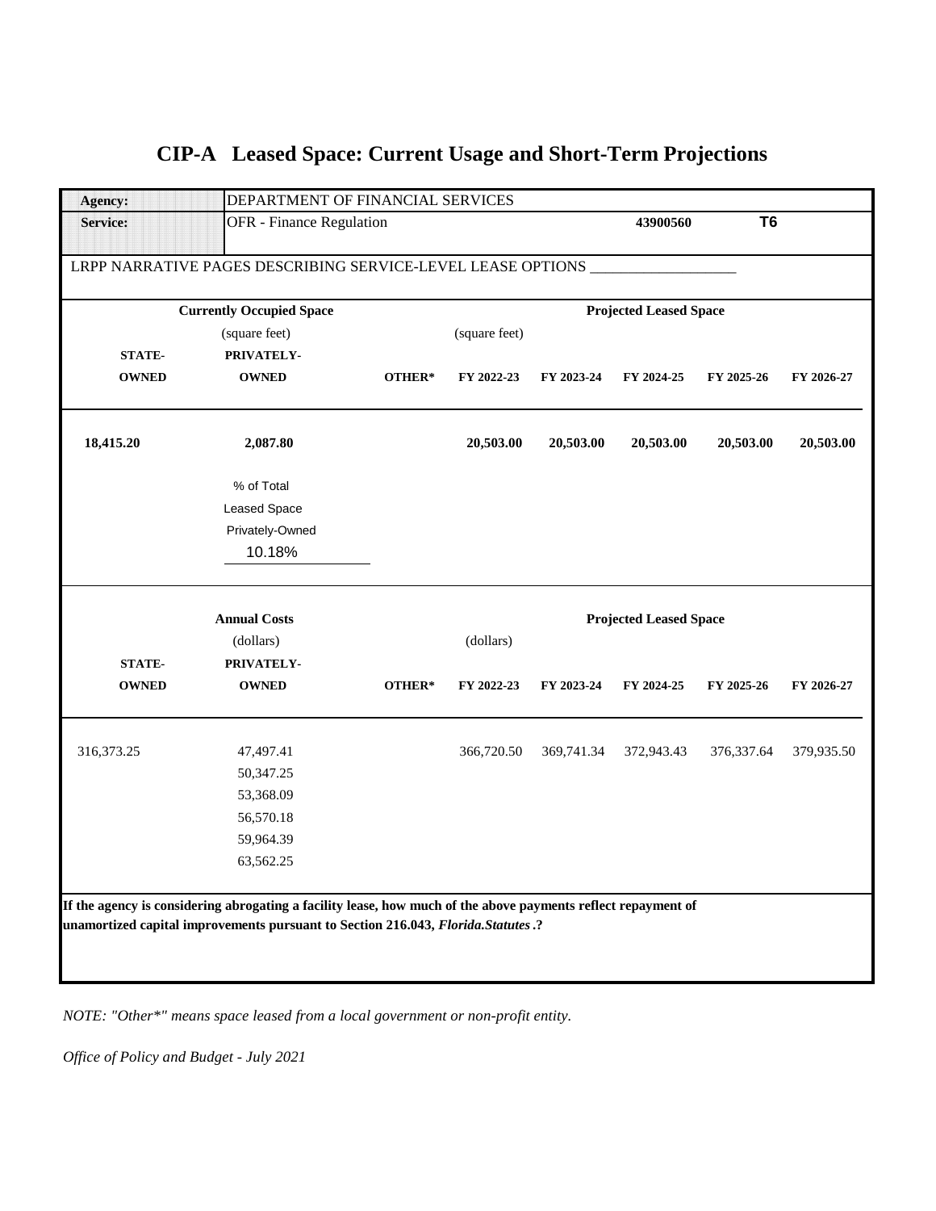# CIP-A Leased Space: Current Usage and Short-Term Projections

| | | | | | | | |
|---|---|---|---|---|---|---|---|
| **Agency:** | DEPARTMENT OF FINANCIAL SERVICES | | | | | | |
| **Service:** | OFR - Finance Regulation | | | | **43900560** | **T6** | |

LRPP NARRATIVE PAGES DESCRIBING SERVICE-LEVEL LEASE OPTIONS ___________________

| **Currently Occupied Space** (square feet) | | | **Projected Leased Space** (square feet) | | | | |
|---|---|---|---|---|---|---|---|
| **STATE-OWNED** | **PRIVATELY-OWNED** | **OTHER*** | **FY 2022-23** | **FY 2023-24** | **FY 2024-25** | **FY 2025-26** | **FY 2026-27** |
| **18,415.20** | **2,087.80** | | **20,503.00** | **20,503.00** | **20,503.00** | **20,503.00** | **20,503.00** |

% of Total Leased Space Privately-Owned
10.18%

| **Annual Costs** (dollars) | | | **Projected Leased Space** (dollars) | | | | |
|---|---|---|---|---|---|---|---|
| **STATE-OWNED** | **PRIVATELY-OWNED** | **OTHER*** | **FY 2022-23** | **FY 2023-24** | **FY 2024-25** | **FY 2025-26** | **FY 2026-27** |
| 316,373.25 | 47,497.41 | | 366,720.50 | 369,741.34 | 372,943.43 | 376,337.64 | 379,935.50 |
| | 50,347.25 | | | | | | |
| | 53,368.09 | | | | | | |
| | 56,570.18 | | | | | | |
| | 59,964.39 | | | | | | |
| | 63,562.25 | | | | | | |

**If the agency is considering abrogating a facility lease, how much of the above payments reflect repayment of unamortized capital improvements pursuant to Section 216.043, *Florida.Statutes*.?**

*NOTE: "Other*" means space leased from a local government or non-profit entity.*

*Office of Policy and Budget - July 2021*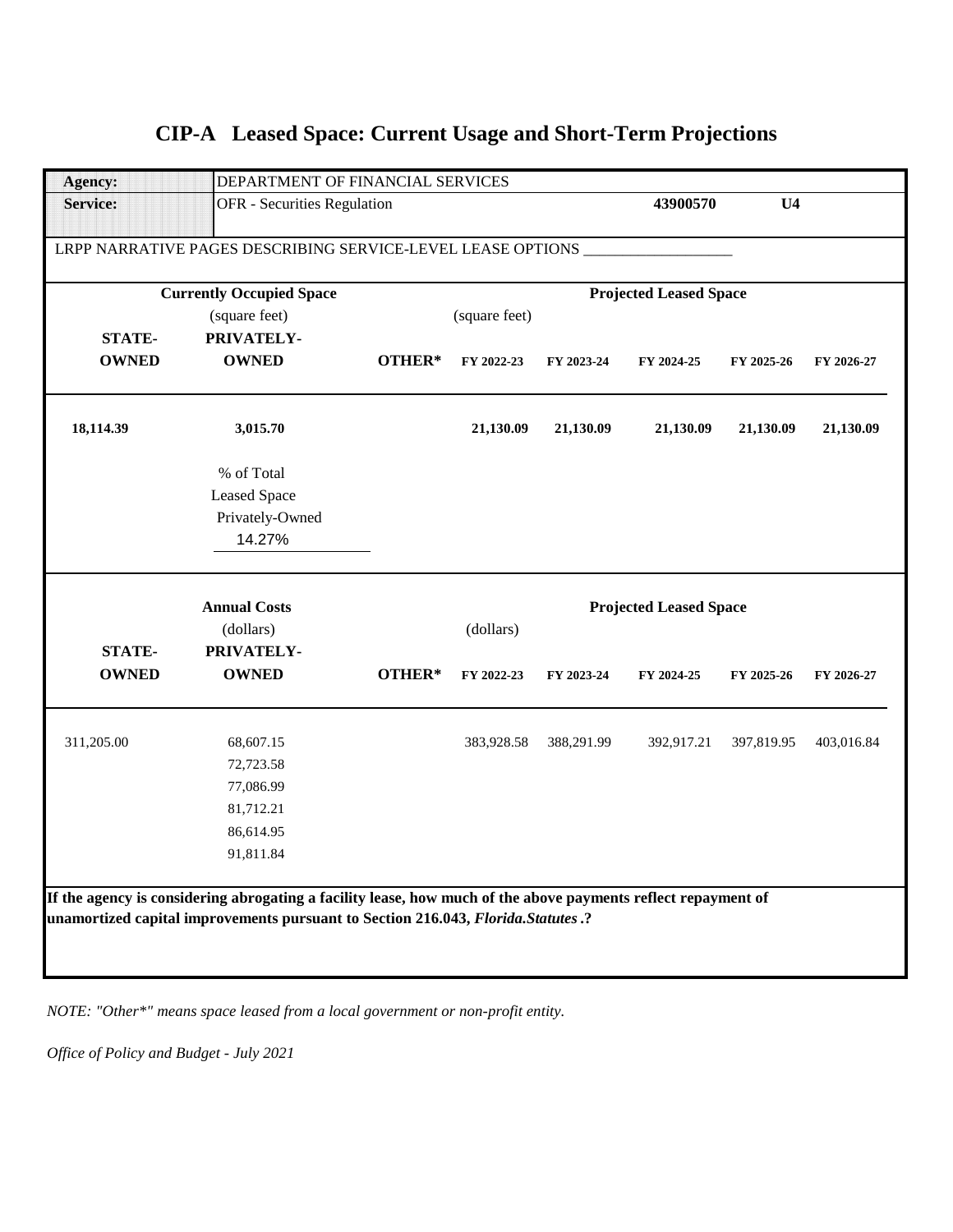# CIP-A Leased Space: Current Usage and Short-Term Projections

| | | | | | | | |
|---|---|---|---|---|---|---|---|
| **Agency:** | DEPARTMENT OF FINANCIAL SERVICES | | | | | | |
| **Service:** | OFR - Securities Regulation | | | | **43900570** | **U4** | |

LRPP NARRATIVE PAGES DESCRIBING SERVICE-LEVEL LEASE OPTIONS ___________________

| **Currently Occupied Space** (square feet) | | | **Projected Leased Space** (square feet) | | | | |
|---|---|---|---|---|---|---|---|
| **STATE-OWNED** | **PRIVATELY-OWNED** | **OTHER*** | **FY 2022-23** | **FY 2023-24** | **FY 2024-25** | **FY 2025-26** | **FY 2026-27** |
| **18,114.39** | **3,015.70** | | **21,130.09** | **21,130.09** | **21,130.09** | **21,130.09** | **21,130.09** |

% of Total Leased Space Privately-Owned: 14.27%

| **Annual Costs** (dollars) | | | **Projected Leased Space** (dollars) | | | | |
|---|---|---|---|---|---|---|---|
| **STATE-OWNED** | **PRIVATELY-OWNED** | **OTHER*** | **FY 2022-23** | **FY 2023-24** | **FY 2024-25** | **FY 2025-26** | **FY 2026-27** |
| 311,205.00 | 68,607.15 | | 383,928.58 | 388,291.99 | 392,917.21 | 397,819.95 | 403,016.84 |
| | 72,723.58 | | | | | | |
| | 77,086.99 | | | | | | |
| | 81,712.21 | | | | | | |
| | 86,614.95 | | | | | | |
| | 91,811.84 | | | | | | |

**If the agency is considering abrogating a facility lease, how much of the above payments reflect repayment of unamortized capital improvements pursuant to Section 216.043, *Florida.Statutes*.?**

*NOTE: "Other*" means space leased from a local government or non-profit entity.*

*Office of Policy and Budget - July 2021*